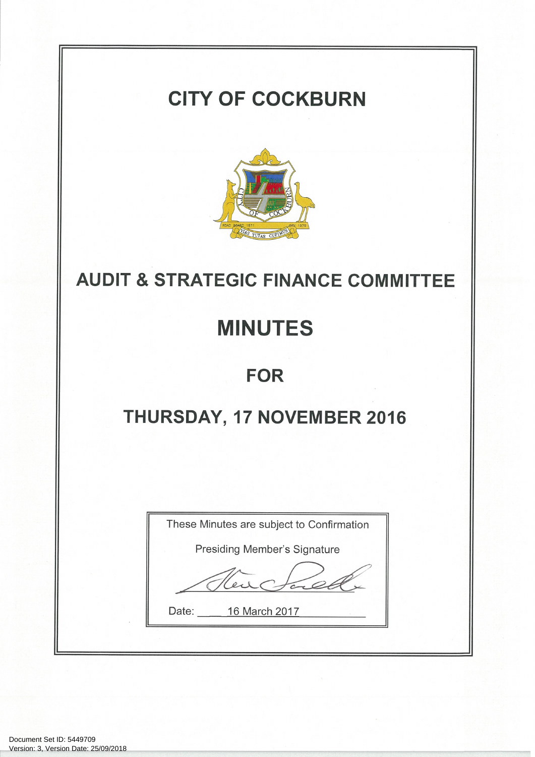# CITY OF COCKBURN

## AUDIT & STRATEGIC FINANCE COMMITTEE

# MINUTES

## FOR

## THURSDAY, 17 NOVEMBER 2016

These Minutes are subject to Confirmation

Presiding Member's Signature

Date: 16 March 2017

Document Set ID: 5449709
Version: 3, Version Date: 25/09/2018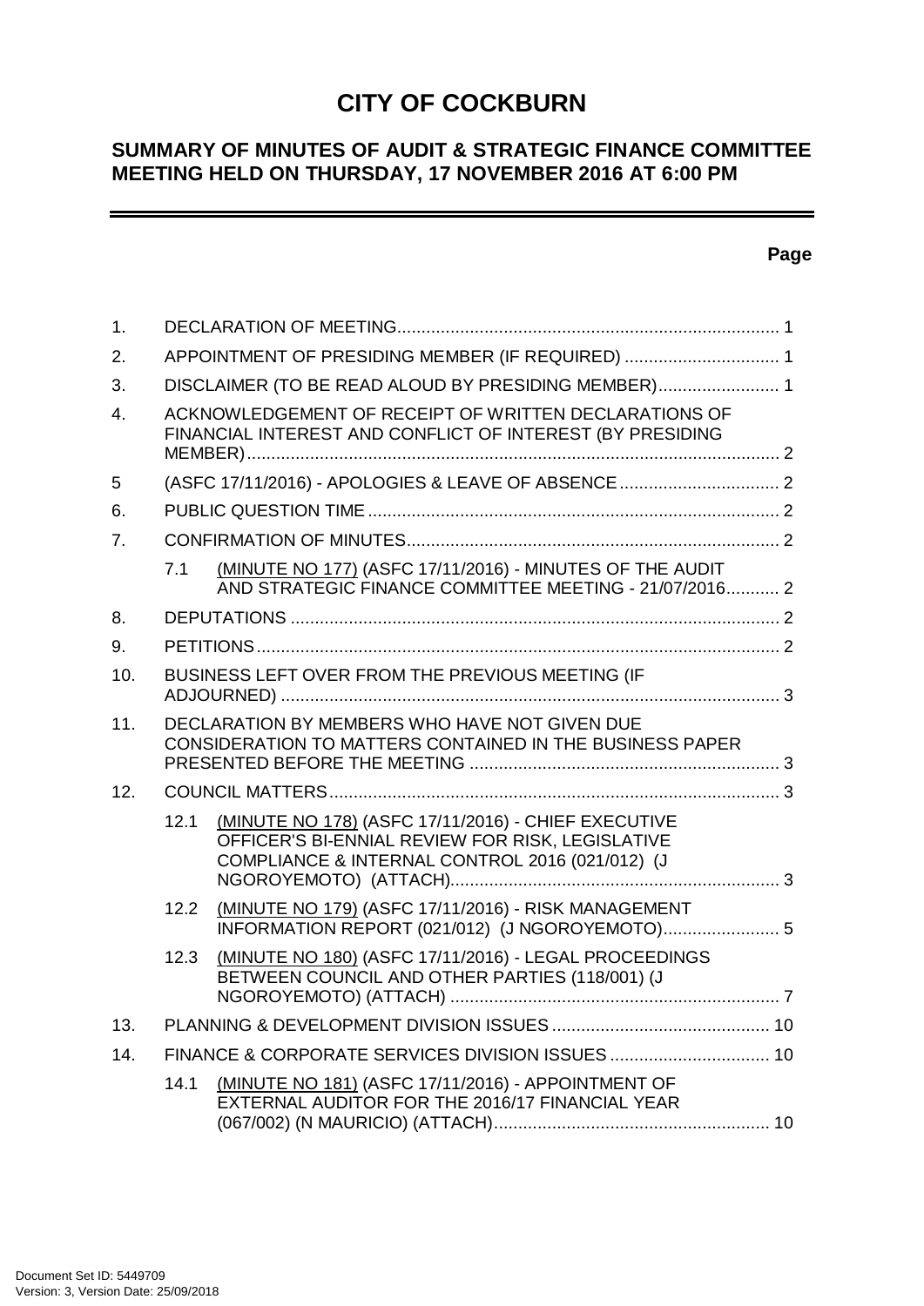# CITY OF COCKBURN

## SUMMARY OF MINUTES OF AUDIT & STRATEGIC FINANCE COMMITTEE MEETING HELD ON THURSDAY, 17 NOVEMBER 2016 AT 6:00 PM

| | | | Page |
|---|---|---|---|
| 1. | DECLARATION OF MEETING | | 1 |
| 2. | APPOINTMENT OF PRESIDING MEMBER (IF REQUIRED) | | 1 |
| 3. | DISCLAIMER (TO BE READ ALOUD BY PRESIDING MEMBER) | | 1 |
| 4. | ACKNOWLEDGEMENT OF RECEIPT OF WRITTEN DECLARATIONS OF FINANCIAL INTEREST AND CONFLICT OF INTEREST (BY PRESIDING MEMBER) | | 2 |
| 5 | (ASFC 17/11/2016) - APOLOGIES & LEAVE OF ABSENCE | | 2 |
| 6. | PUBLIC QUESTION TIME | | 2 |
| 7. | CONFIRMATION OF MINUTES | | 2 |
| | 7.1 | (MINUTE NO 177) (ASFC 17/11/2016) - MINUTES OF THE AUDIT AND STRATEGIC FINANCE COMMITTEE MEETING - 21/07/2016 | 2 |
| 8. | DEPUTATIONS | | 2 |
| 9. | PETITIONS | | 2 |
| 10. | BUSINESS LEFT OVER FROM THE PREVIOUS MEETING (IF ADJOURNED) | | 3 |
| 11. | DECLARATION BY MEMBERS WHO HAVE NOT GIVEN DUE CONSIDERATION TO MATTERS CONTAINED IN THE BUSINESS PAPER PRESENTED BEFORE THE MEETING | | 3 |
| 12. | COUNCIL MATTERS | | 3 |
| | 12.1 | (MINUTE NO 178) (ASFC 17/11/2016) - CHIEF EXECUTIVE OFFICER'S BI-ENNIAL REVIEW FOR RISK, LEGISLATIVE COMPLIANCE & INTERNAL CONTROL 2016 (021/012) (J NGOROYEMOTO) (ATTACH) | 3 |
| | 12.2 | (MINUTE NO 179) (ASFC 17/11/2016) - RISK MANAGEMENT INFORMATION REPORT (021/012) (J NGOROYEMOTO) | 5 |
| | 12.3 | (MINUTE NO 180) (ASFC 17/11/2016) - LEGAL PROCEEDINGS BETWEEN COUNCIL AND OTHER PARTIES (118/001) (J NGOROYEMOTO) (ATTACH) | 7 |
| 13. | PLANNING & DEVELOPMENT DIVISION ISSUES | | 10 |
| 14. | FINANCE & CORPORATE SERVICES DIVISION ISSUES | | 10 |
| | 14.1 | (MINUTE NO 181) (ASFC 17/11/2016) - APPOINTMENT OF EXTERNAL AUDITOR FOR THE 2016/17 FINANCIAL YEAR (067/002) (N MAURICIO) (ATTACH) | 10 |

Document Set ID: 5449709
Version: 3, Version Date: 25/09/2018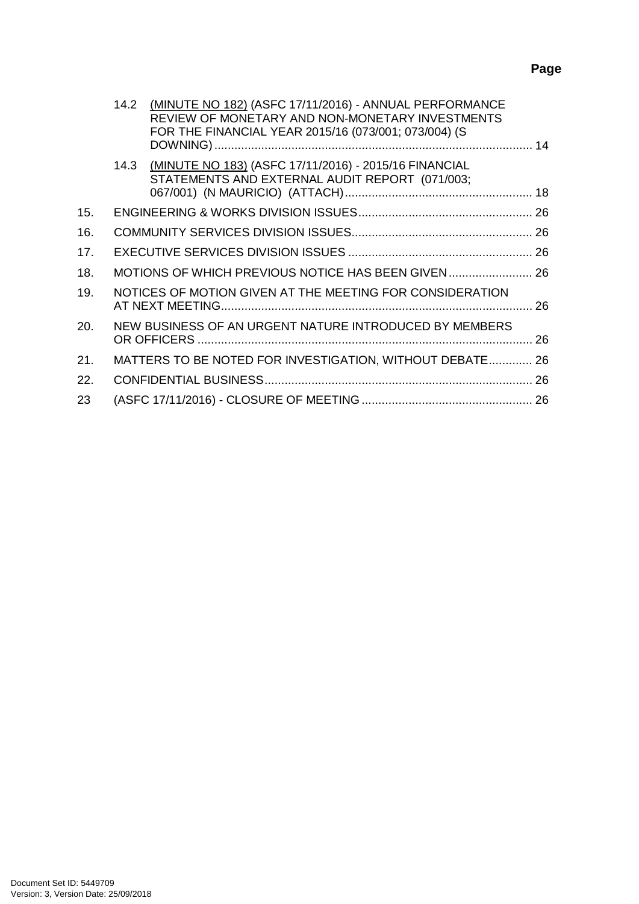**Page**

14.2 (MINUTE NO 182) (ASFC 17/11/2016) - ANNUAL PERFORMANCE REVIEW OF MONETARY AND NON-MONETARY INVESTMENTS FOR THE FINANCIAL YEAR 2015/16 (073/001; 073/004) (S DOWNING) ............................................................................................ 14

14.3 (MINUTE NO 183) (ASFC 17/11/2016) - 2015/16 FINANCIAL STATEMENTS AND EXTERNAL AUDIT REPORT (071/003; 067/001) (N MAURICIO) (ATTACH) ........................................................ 18

15. ENGINEERING & WORKS DIVISION ISSUES .................................................... 26

16. COMMUNITY SERVICES DIVISION ISSUES...................................................... 26

17. EXECUTIVE SERVICES DIVISION ISSUES ....................................................... 26

18. MOTIONS OF WHICH PREVIOUS NOTICE HAS BEEN GIVEN ......................... 26

19. NOTICES OF MOTION GIVEN AT THE MEETING FOR CONSIDERATION AT NEXT MEETING............................................................................................ 26

20. NEW BUSINESS OF AN URGENT NATURE INTRODUCED BY MEMBERS OR OFFICERS .................................................................................................... 26

21. MATTERS TO BE NOTED FOR INVESTIGATION, WITHOUT DEBATE............. 26

22. CONFIDENTIAL BUSINESS................................................................................ 26

23 (ASFC 17/11/2016) - CLOSURE OF MEETING ................................................... 26

Document Set ID: 5449709
Version: 3, Version Date: 25/09/2018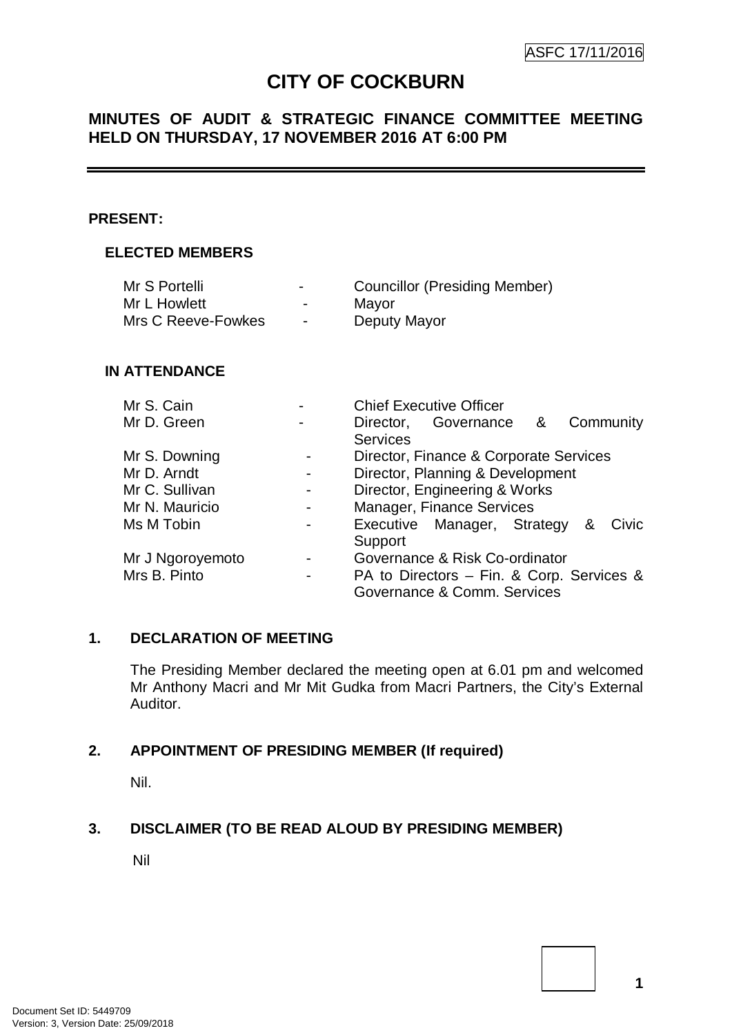ASFC 17/11/2016

# CITY OF COCKBURN

## MINUTES OF AUDIT & STRATEGIC FINANCE COMMITTEE MEETING HELD ON THURSDAY, 17 NOVEMBER 2016 AT 6:00 PM

**PRESENT:**

**ELECTED MEMBERS**

| | | |
|---|---|---|
| Mr S Portelli | - | Councillor (Presiding Member) |
| Mr L Howlett | - | Mayor |
| Mrs C Reeve-Fowkes | - | Deputy Mayor |

**IN ATTENDANCE**

| | | |
|---|---|---|
| Mr S. Cain | - | Chief Executive Officer |
| Mr D. Green | - | Director, Governance & Community Services |
| Mr S. Downing | - | Director, Finance & Corporate Services |
| Mr D. Arndt | - | Director, Planning & Development |
| Mr C. Sullivan | - | Director, Engineering & Works |
| Mr N. Mauricio | - | Manager, Finance Services |
| Ms M Tobin | - | Executive Manager, Strategy & Civic Support |
| Mr J Ngoroyemoto | - | Governance & Risk Co-ordinator |
| Mrs B. Pinto | - | PA to Directors – Fin. & Corp. Services & Governance & Comm. Services |

## 1. DECLARATION OF MEETING

The Presiding Member declared the meeting open at 6.01 pm and welcomed Mr Anthony Macri and Mr Mit Gudka from Macri Partners, the City's External Auditor.

## 2. APPOINTMENT OF PRESIDING MEMBER (If required)

Nil.

## 3. DISCLAIMER (TO BE READ ALOUD BY PRESIDING MEMBER)

Nil

Document Set ID: 5449709
Version: 3, Version Date: 25/09/2018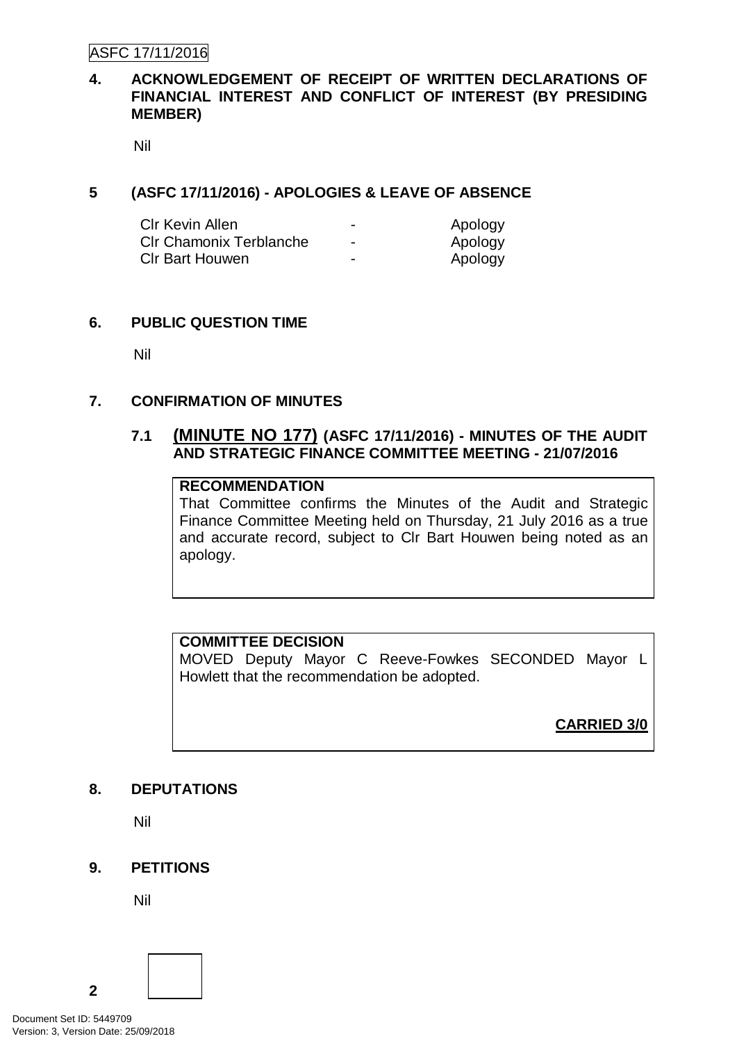## 4. ACKNOWLEDGEMENT OF RECEIPT OF WRITTEN DECLARATIONS OF FINANCIAL INTEREST AND CONFLICT OF INTEREST (BY PRESIDING MEMBER)

Nil

## 5 (ASFC 17/11/2016) - APOLOGIES & LEAVE OF ABSENCE

| | | |
|---|---|---|
| Clr Kevin Allen | - | Apology |
| Clr Chamonix Terblanche | - | Apology |
| Clr Bart Houwen | - | Apology |

## 6. PUBLIC QUESTION TIME

Nil

## 7. CONFIRMATION OF MINUTES

### 7.1 (MINUTE NO 177) (ASFC 17/11/2016) - MINUTES OF THE AUDIT AND STRATEGIC FINANCE COMMITTEE MEETING - 21/07/2016

**RECOMMENDATION**

That Committee confirms the Minutes of the Audit and Strategic Finance Committee Meeting held on Thursday, 21 July 2016 as a true and accurate record, subject to Clr Bart Houwen being noted as an apology.

**COMMITTEE DECISION**

MOVED Deputy Mayor C Reeve-Fowkes SECONDED Mayor L Howlett that the recommendation be adopted.

**CARRIED 3/0**

## 8. DEPUTATIONS

Nil

## 9. PETITIONS

Nil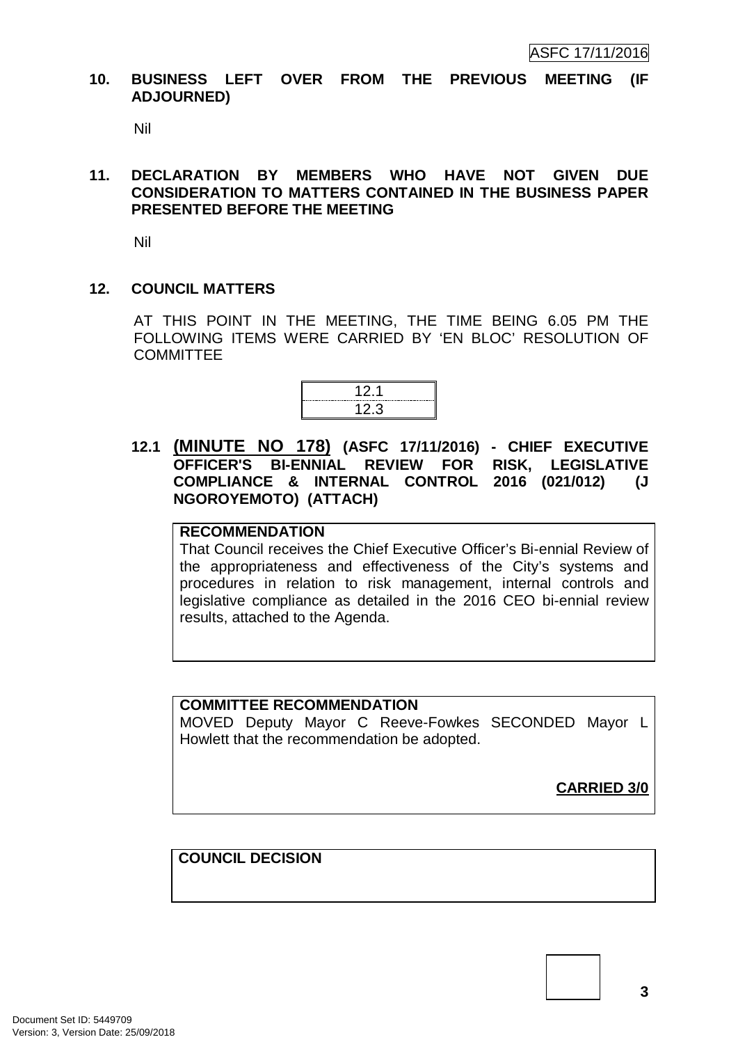## 10. BUSINESS LEFT OVER FROM THE PREVIOUS MEETING (IF ADJOURNED)

Nil

## 11. DECLARATION BY MEMBERS WHO HAVE NOT GIVEN DUE CONSIDERATION TO MATTERS CONTAINED IN THE BUSINESS PAPER PRESENTED BEFORE THE MEETING

Nil

## 12. COUNCIL MATTERS

AT THIS POINT IN THE MEETING, THE TIME BEING 6.05 PM THE FOLLOWING ITEMS WERE CARRIED BY 'EN BLOC' RESOLUTION OF COMMITTEE

| 12.1 |
|---|
| 12.3 |

### 12.1 (MINUTE NO 178) (ASFC 17/11/2016) - CHIEF EXECUTIVE OFFICER'S BI-ENNIAL REVIEW FOR RISK, LEGISLATIVE COMPLIANCE & INTERNAL CONTROL 2016 (021/012) (J NGOROYEMOTO) (ATTACH)

**RECOMMENDATION**

That Council receives the Chief Executive Officer's Bi-ennial Review of the appropriateness and effectiveness of the City's systems and procedures in relation to risk management, internal controls and legislative compliance as detailed in the 2016 CEO bi-ennial review results, attached to the Agenda.

**COMMITTEE RECOMMENDATION**

MOVED Deputy Mayor C Reeve-Fowkes SECONDED Mayor L Howlett that the recommendation be adopted.

**CARRIED 3/0**

**COUNCIL DECISION**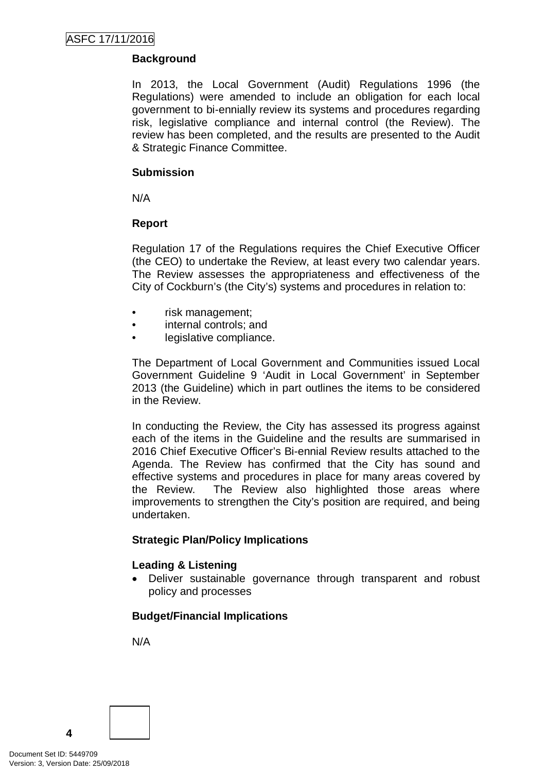**Background**

In 2013, the Local Government (Audit) Regulations 1996 (the Regulations) were amended to include an obligation for each local government to bi-ennially review its systems and procedures regarding risk, legislative compliance and internal control (the Review). The review has been completed, and the results are presented to the Audit & Strategic Finance Committee.

**Submission**

N/A

**Report**

Regulation 17 of the Regulations requires the Chief Executive Officer (the CEO) to undertake the Review, at least every two calendar years. The Review assesses the appropriateness and effectiveness of the City of Cockburn's (the City's) systems and procedures in relation to:

- risk management;
- internal controls; and
- legislative compliance.

The Department of Local Government and Communities issued Local Government Guideline 9 'Audit in Local Government' in September 2013 (the Guideline) which in part outlines the items to be considered in the Review.

In conducting the Review, the City has assessed its progress against each of the items in the Guideline and the results are summarised in 2016 Chief Executive Officer's Bi-ennial Review results attached to the Agenda. The Review has confirmed that the City has sound and effective systems and procedures in place for many areas covered by the Review. The Review also highlighted those areas where improvements to strengthen the City's position are required, and being undertaken.

**Strategic Plan/Policy Implications**

**Leading & Listening**

- Deliver sustainable governance through transparent and robust policy and processes

**Budget/Financial Implications**

N/A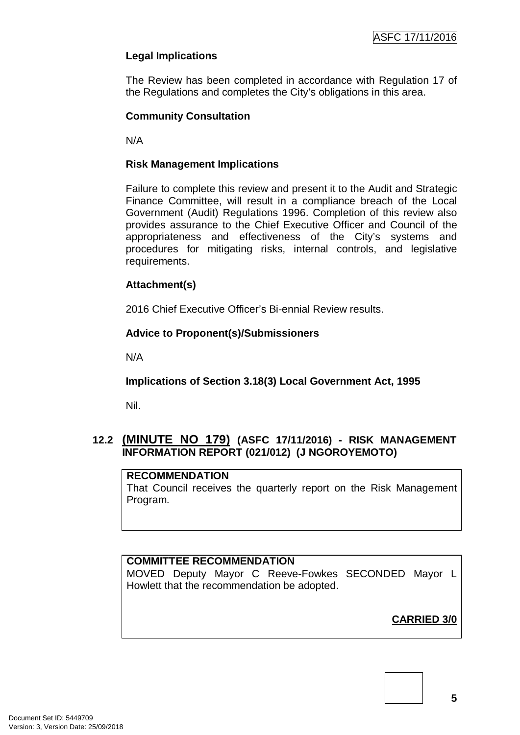**Legal Implications**

The Review has been completed in accordance with Regulation 17 of the Regulations and completes the City's obligations in this area.

**Community Consultation**

N/A

**Risk Management Implications**

Failure to complete this review and present it to the Audit and Strategic Finance Committee, will result in a compliance breach of the Local Government (Audit) Regulations 1996. Completion of this review also provides assurance to the Chief Executive Officer and Council of the appropriateness and effectiveness of the City's systems and procedures for mitigating risks, internal controls, and legislative requirements.

**Attachment(s)**

2016 Chief Executive Officer's Bi-ennial Review results.

**Advice to Proponent(s)/Submissioners**

N/A

**Implications of Section 3.18(3) Local Government Act, 1995**

Nil.

## 12.2 (MINUTE NO 179) (ASFC 17/11/2016) - RISK MANAGEMENT INFORMATION REPORT (021/012) (J NGOROYEMOTO)

**RECOMMENDATION**

That Council receives the quarterly report on the Risk Management Program.

**COMMITTEE RECOMMENDATION**

MOVED Deputy Mayor C Reeve-Fowkes SECONDED Mayor L Howlett that the recommendation be adopted.

**CARRIED 3/0**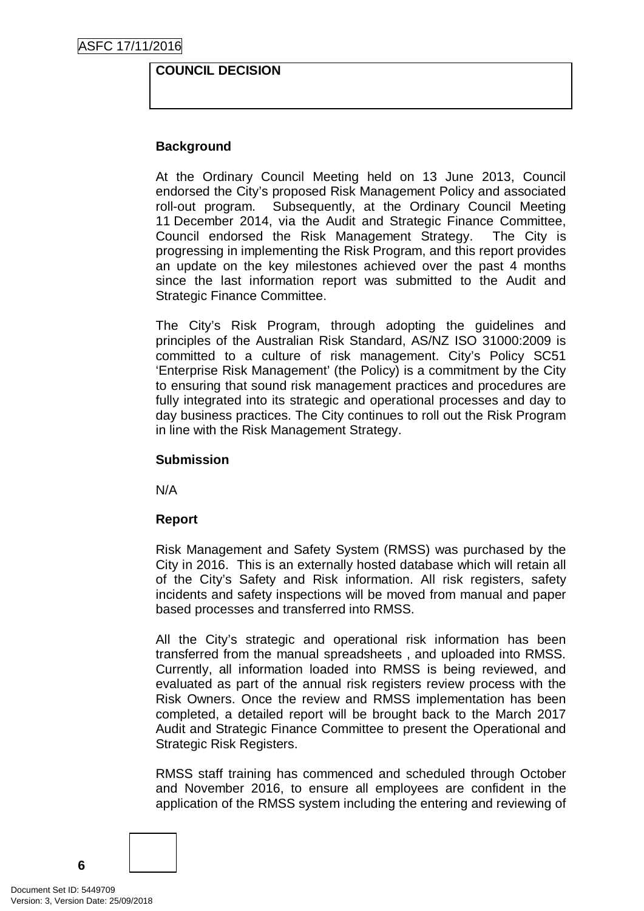**COUNCIL DECISION**

### Background

At the Ordinary Council Meeting held on 13 June 2013, Council endorsed the City's proposed Risk Management Policy and associated roll-out program. Subsequently, at the Ordinary Council Meeting 11 December 2014, via the Audit and Strategic Finance Committee, Council endorsed the Risk Management Strategy. The City is progressing in implementing the Risk Program, and this report provides an update on the key milestones achieved over the past 4 months since the last information report was submitted to the Audit and Strategic Finance Committee.

The City's Risk Program, through adopting the guidelines and principles of the Australian Risk Standard, AS/NZ ISO 31000:2009 is committed to a culture of risk management. City's Policy SC51 'Enterprise Risk Management' (the Policy) is a commitment by the City to ensuring that sound risk management practices and procedures are fully integrated into its strategic and operational processes and day to day business practices. The City continues to roll out the Risk Program in line with the Risk Management Strategy.

### Submission

N/A

### Report

Risk Management and Safety System (RMSS) was purchased by the City in 2016. This is an externally hosted database which will retain all of the City's Safety and Risk information. All risk registers, safety incidents and safety inspections will be moved from manual and paper based processes and transferred into RMSS.

All the City's strategic and operational risk information has been transferred from the manual spreadsheets , and uploaded into RMSS. Currently, all information loaded into RMSS is being reviewed, and evaluated as part of the annual risk registers review process with the Risk Owners. Once the review and RMSS implementation has been completed, a detailed report will be brought back to the March 2017 Audit and Strategic Finance Committee to present the Operational and Strategic Risk Registers.

RMSS staff training has commenced and scheduled through October and November 2016, to ensure all employees are confident in the application of the RMSS system including the entering and reviewing of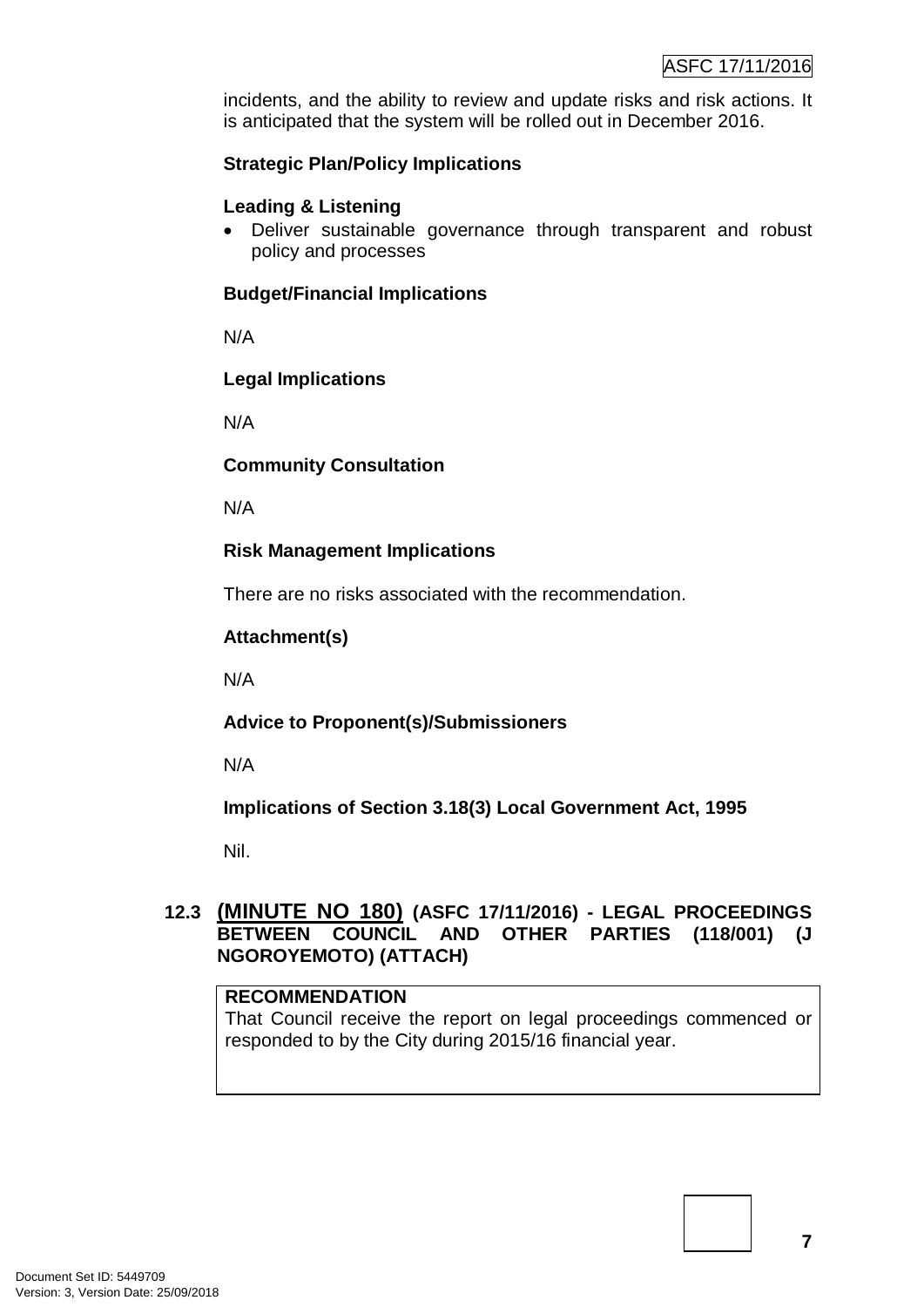incidents, and the ability to review and update risks and risk actions. It is anticipated that the system will be rolled out in December 2016.

**Strategic Plan/Policy Implications**

**Leading & Listening**

- Deliver sustainable governance through transparent and robust policy and processes

**Budget/Financial Implications**

N/A

**Legal Implications**

N/A

**Community Consultation**

N/A

**Risk Management Implications**

There are no risks associated with the recommendation.

**Attachment(s)**

N/A

**Advice to Proponent(s)/Submissioners**

N/A

**Implications of Section 3.18(3) Local Government Act, 1995**

Nil.

## 12.3 (MINUTE NO 180) (ASFC 17/11/2016) - LEGAL PROCEEDINGS BETWEEN COUNCIL AND OTHER PARTIES (118/001) (J NGOROYEMOTO) (ATTACH)

**RECOMMENDATION**

That Council receive the report on legal proceedings commenced or responded to by the City during 2015/16 financial year.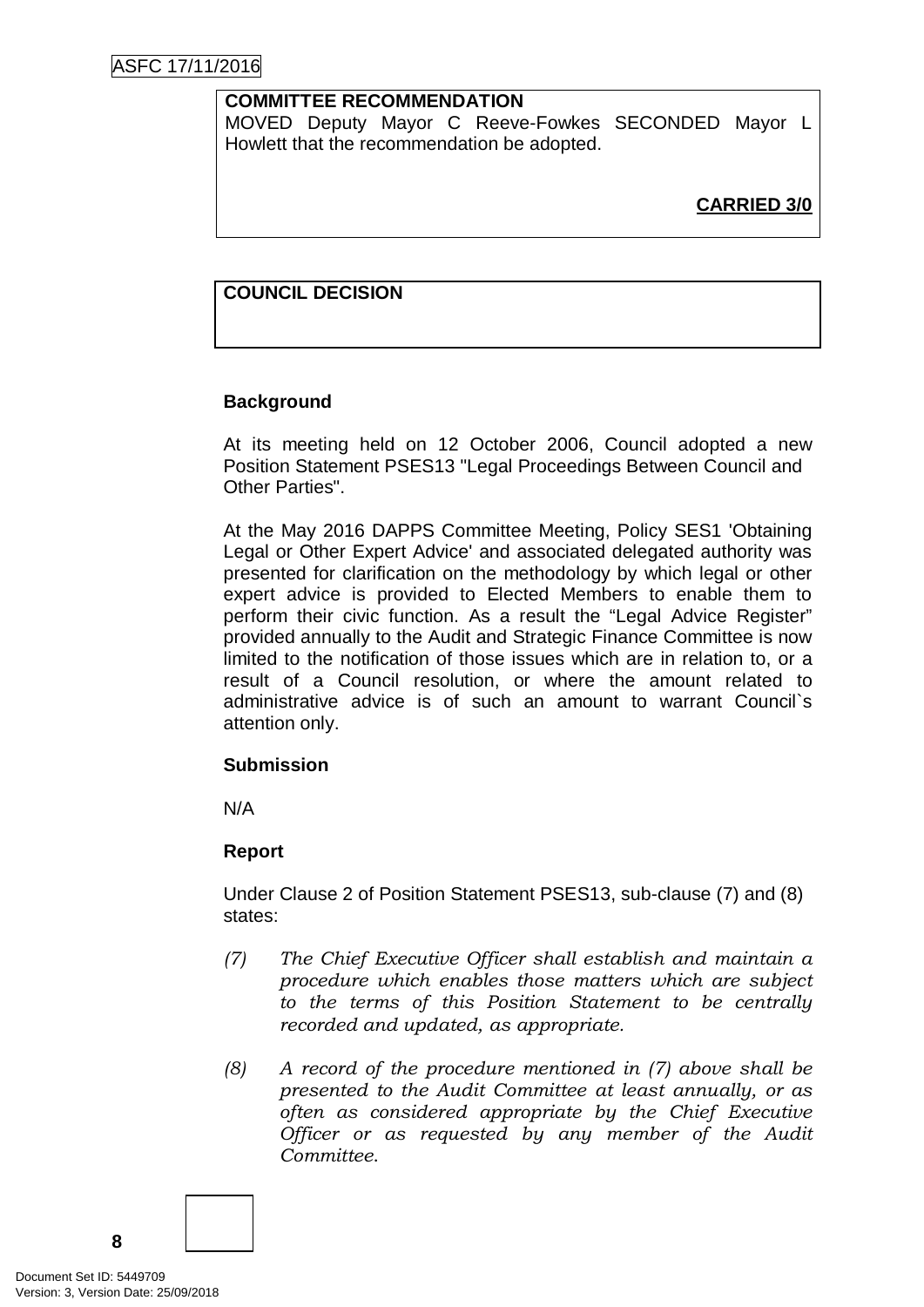**COMMITTEE RECOMMENDATION**

MOVED Deputy Mayor C Reeve-Fowkes SECONDED Mayor L Howlett that the recommendation be adopted.

**CARRIED 3/0**

**COUNCIL DECISION**

### Background

At its meeting held on 12 October 2006, Council adopted a new Position Statement PSES13 "Legal Proceedings Between Council and Other Parties".

At the May 2016 DAPPS Committee Meeting, Policy SES1 'Obtaining Legal or Other Expert Advice' and associated delegated authority was presented for clarification on the methodology by which legal or other expert advice is provided to Elected Members to enable them to perform their civic function. As a result the "Legal Advice Register" provided annually to the Audit and Strategic Finance Committee is now limited to the notification of those issues which are in relation to, or a result of a Council resolution, or where the amount related to administrative advice is of such an amount to warrant Council`s attention only.

### Submission

N/A

### Report

Under Clause 2 of Position Statement PSES13, sub-clause (7) and (8) states:

*(7) The Chief Executive Officer shall establish and maintain a procedure which enables those matters which are subject to the terms of this Position Statement to be centrally recorded and updated, as appropriate.*

*(8) A record of the procedure mentioned in (7) above shall be presented to the Audit Committee at least annually, or as often as considered appropriate by the Chief Executive Officer or as requested by any member of the Audit Committee.*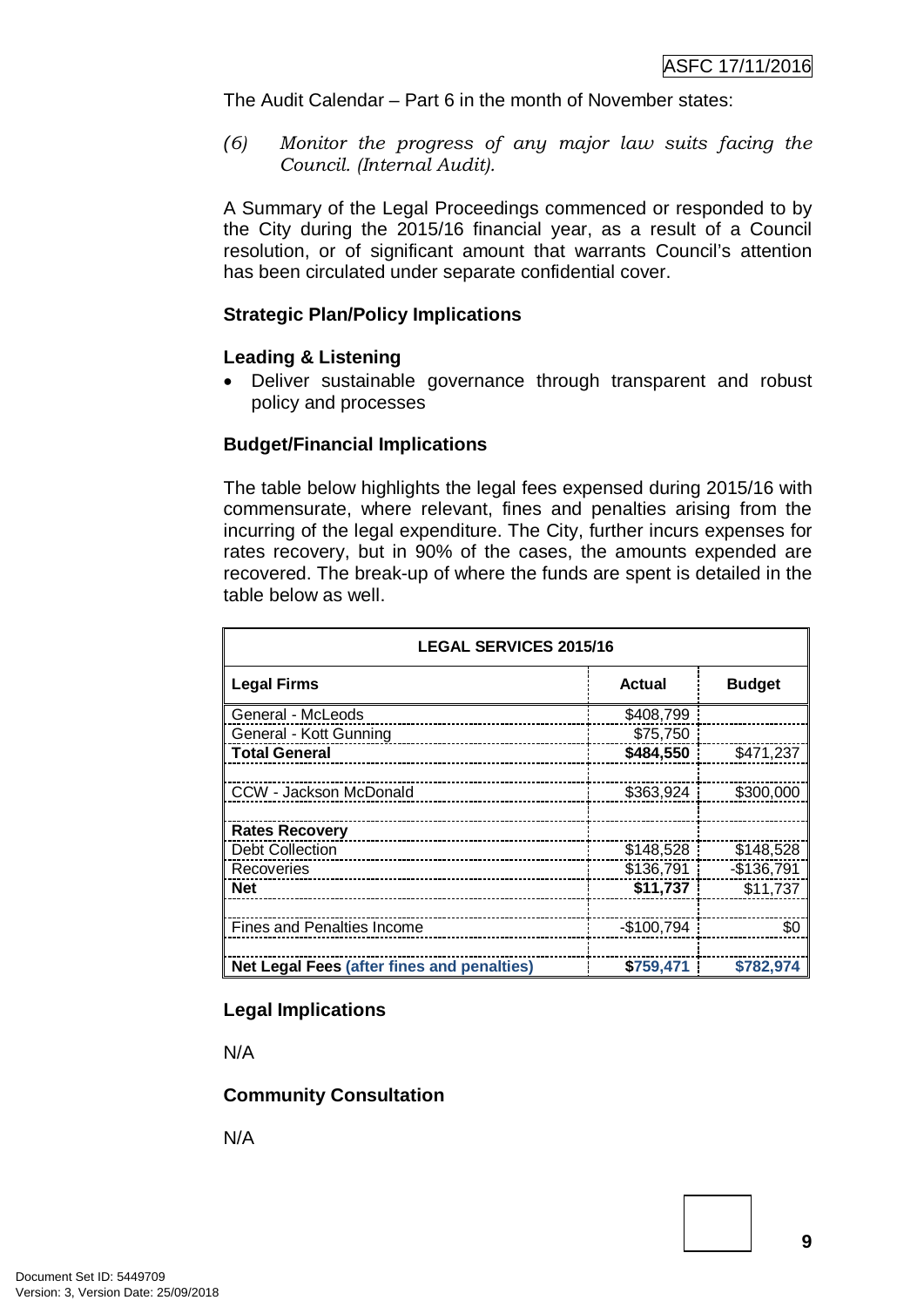The Audit Calendar – Part 6 in the month of November states:

*(6) Monitor the progress of any major law suits facing the Council. (Internal Audit).*

A Summary of the Legal Proceedings commenced or responded to by the City during the 2015/16 financial year, as a result of a Council resolution, or of significant amount that warrants Council's attention has been circulated under separate confidential cover.

#### Strategic Plan/Policy Implications

#### Leading & Listening

- Deliver sustainable governance through transparent and robust policy and processes

#### Budget/Financial Implications

The table below highlights the legal fees expensed during 2015/16 with commensurate, where relevant, fines and penalties arising from the incurring of the legal expenditure. The City, further incurs expenses for rates recovery, but in 90% of the cases, the amounts expended are recovered. The break-up of where the funds are spent is detailed in the table below as well.

| LEGAL SERVICES 2015/16 | | |
|---|---|---|
| **Legal Firms** | **Actual** | **Budget** |
| General - McLeods | $408,799 | |
| General - Kott Gunning | $75,750 | |
| **Total General** | **$484,550** | $471,237 |
| | | |
| CCW - Jackson McDonald | $363,924 | $300,000 |
| | | |
| **Rates Recovery** | | |
| Debt Collection | $148,528 | $148,528 |
| Recoveries | $136,791 | -$136,791 |
| **Net** | **$11,737** | $11,737 |
| | | |
| Fines and Penalties Income | -$100,794 | $0 |
| | | |
| **Net Legal Fees (after fines and penalties)** | **$759,471** | **$782,974** |

#### Legal Implications

N/A

#### Community Consultation

N/A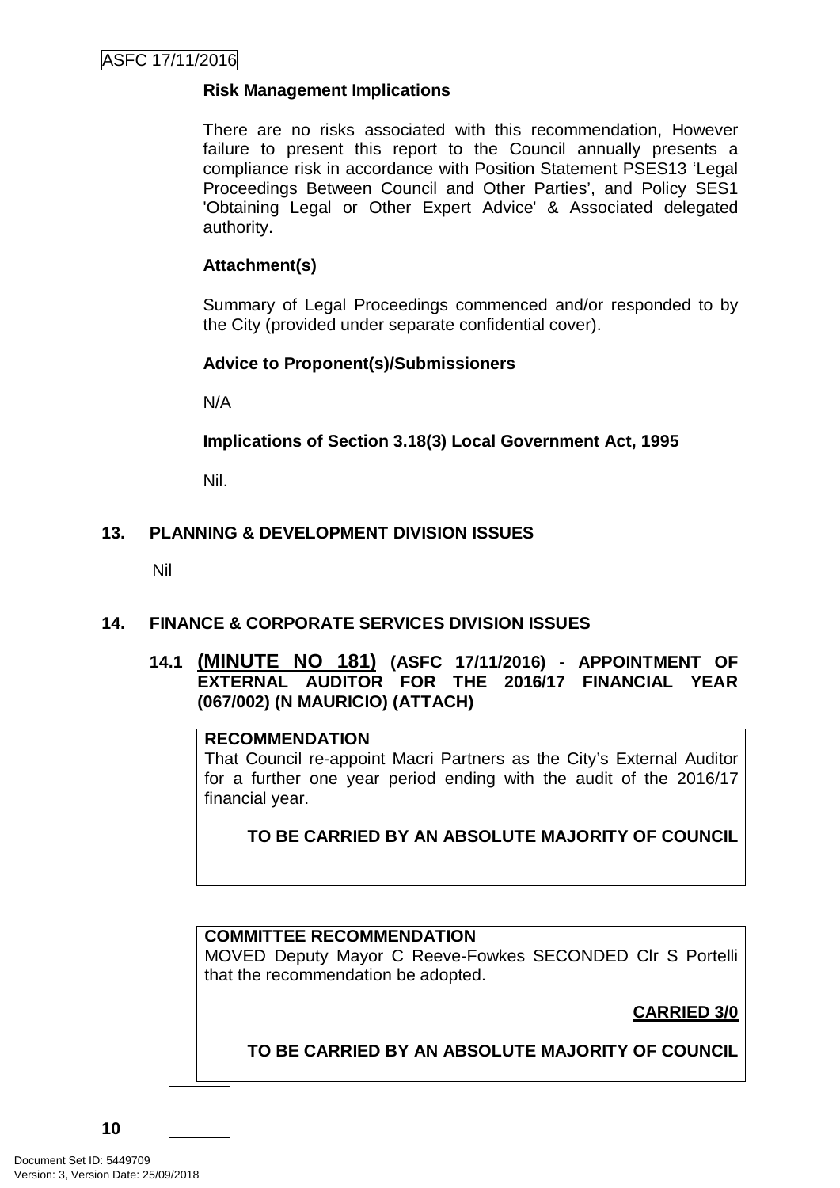**Risk Management Implications**

There are no risks associated with this recommendation, However failure to present this report to the Council annually presents a compliance risk in accordance with Position Statement PSES13 'Legal Proceedings Between Council and Other Parties', and Policy SES1 'Obtaining Legal or Other Expert Advice' & Associated delegated authority.

**Attachment(s)**

Summary of Legal Proceedings commenced and/or responded to by the City (provided under separate confidential cover).

**Advice to Proponent(s)/Submissioners**

N/A

**Implications of Section 3.18(3) Local Government Act, 1995**

Nil.

## 13. PLANNING & DEVELOPMENT DIVISION ISSUES

Nil

## 14. FINANCE & CORPORATE SERVICES DIVISION ISSUES

### 14.1 (MINUTE NO 181) (ASFC 17/11/2016) - APPOINTMENT OF EXTERNAL AUDITOR FOR THE 2016/17 FINANCIAL YEAR (067/002) (N MAURICIO) (ATTACH)

**RECOMMENDATION**

That Council re-appoint Macri Partners as the City's External Auditor for a further one year period ending with the audit of the 2016/17 financial year.

**TO BE CARRIED BY AN ABSOLUTE MAJORITY OF COUNCIL**

**COMMITTEE RECOMMENDATION**

MOVED Deputy Mayor C Reeve-Fowkes SECONDED Clr S Portelli that the recommendation be adopted.

**CARRIED 3/0**

**TO BE CARRIED BY AN ABSOLUTE MAJORITY OF COUNCIL**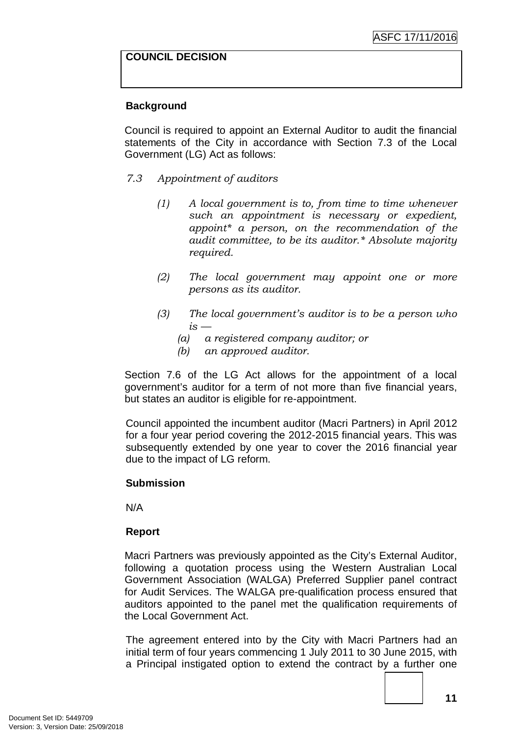**COUNCIL DECISION**

**Background**

Council is required to appoint an External Auditor to audit the financial statements of the City in accordance with Section 7.3 of the Local Government (LG) Act as follows:

*7.3 Appointment of auditors*

*(1) A local government is to, from time to time whenever such an appointment is necessary or expedient, appoint\* a person, on the recommendation of the audit committee, to be its auditor.\* Absolute majority required.*

*(2) The local government may appoint one or more persons as its auditor.*

*(3) The local government's auditor is to be a person who is —*
*(a) a registered company auditor; or*
*(b) an approved auditor.*

Section 7.6 of the LG Act allows for the appointment of a local government's auditor for a term of not more than five financial years, but states an auditor is eligible for re-appointment.

Council appointed the incumbent auditor (Macri Partners) in April 2012 for a four year period covering the 2012-2015 financial years. This was subsequently extended by one year to cover the 2016 financial year due to the impact of LG reform.

**Submission**

N/A

**Report**

Macri Partners was previously appointed as the City's External Auditor, following a quotation process using the Western Australian Local Government Association (WALGA) Preferred Supplier panel contract for Audit Services. The WALGA pre-qualification process ensured that auditors appointed to the panel met the qualification requirements of the Local Government Act.

The agreement entered into by the City with Macri Partners had an initial term of four years commencing 1 July 2011 to 30 June 2015, with a Principal instigated option to extend the contract by a further one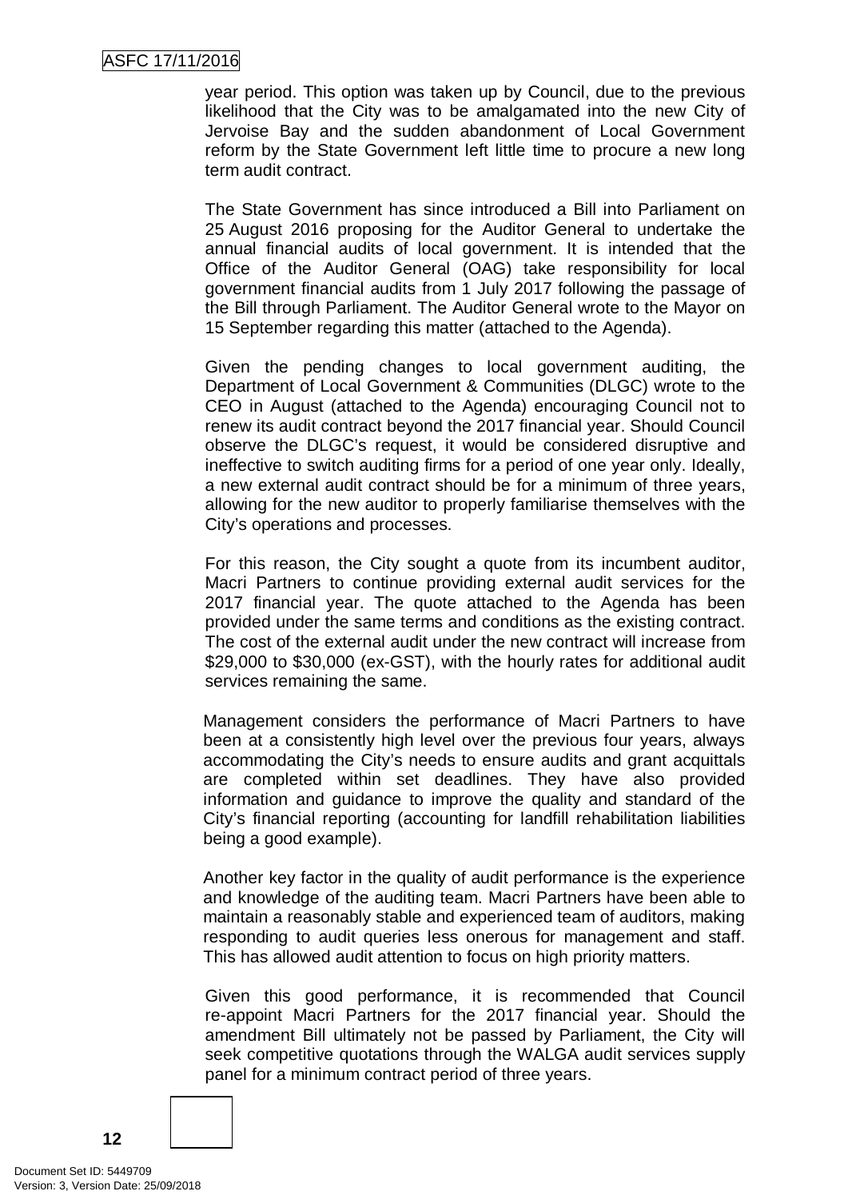year period. This option was taken up by Council, due to the previous likelihood that the City was to be amalgamated into the new City of Jervoise Bay and the sudden abandonment of Local Government reform by the State Government left little time to procure a new long term audit contract.

The State Government has since introduced a Bill into Parliament on 25 August 2016 proposing for the Auditor General to undertake the annual financial audits of local government. It is intended that the Office of the Auditor General (OAG) take responsibility for local government financial audits from 1 July 2017 following the passage of the Bill through Parliament. The Auditor General wrote to the Mayor on 15 September regarding this matter (attached to the Agenda).

Given the pending changes to local government auditing, the Department of Local Government & Communities (DLGC) wrote to the CEO in August (attached to the Agenda) encouraging Council not to renew its audit contract beyond the 2017 financial year. Should Council observe the DLGC's request, it would be considered disruptive and ineffective to switch auditing firms for a period of one year only. Ideally, a new external audit contract should be for a minimum of three years, allowing for the new auditor to properly familiarise themselves with the City's operations and processes.

For this reason, the City sought a quote from its incumbent auditor, Macri Partners to continue providing external audit services for the 2017 financial year. The quote attached to the Agenda has been provided under the same terms and conditions as the existing contract. The cost of the external audit under the new contract will increase from $29,000 to $30,000 (ex-GST), with the hourly rates for additional audit services remaining the same.

Management considers the performance of Macri Partners to have been at a consistently high level over the previous four years, always accommodating the City's needs to ensure audits and grant acquittals are completed within set deadlines. They have also provided information and guidance to improve the quality and standard of the City's financial reporting (accounting for landfill rehabilitation liabilities being a good example).

Another key factor in the quality of audit performance is the experience and knowledge of the auditing team. Macri Partners have been able to maintain a reasonably stable and experienced team of auditors, making responding to audit queries less onerous for management and staff. This has allowed audit attention to focus on high priority matters.

Given this good performance, it is recommended that Council re-appoint Macri Partners for the 2017 financial year. Should the amendment Bill ultimately not be passed by Parliament, the City will seek competitive quotations through the WALGA audit services supply panel for a minimum contract period of three years.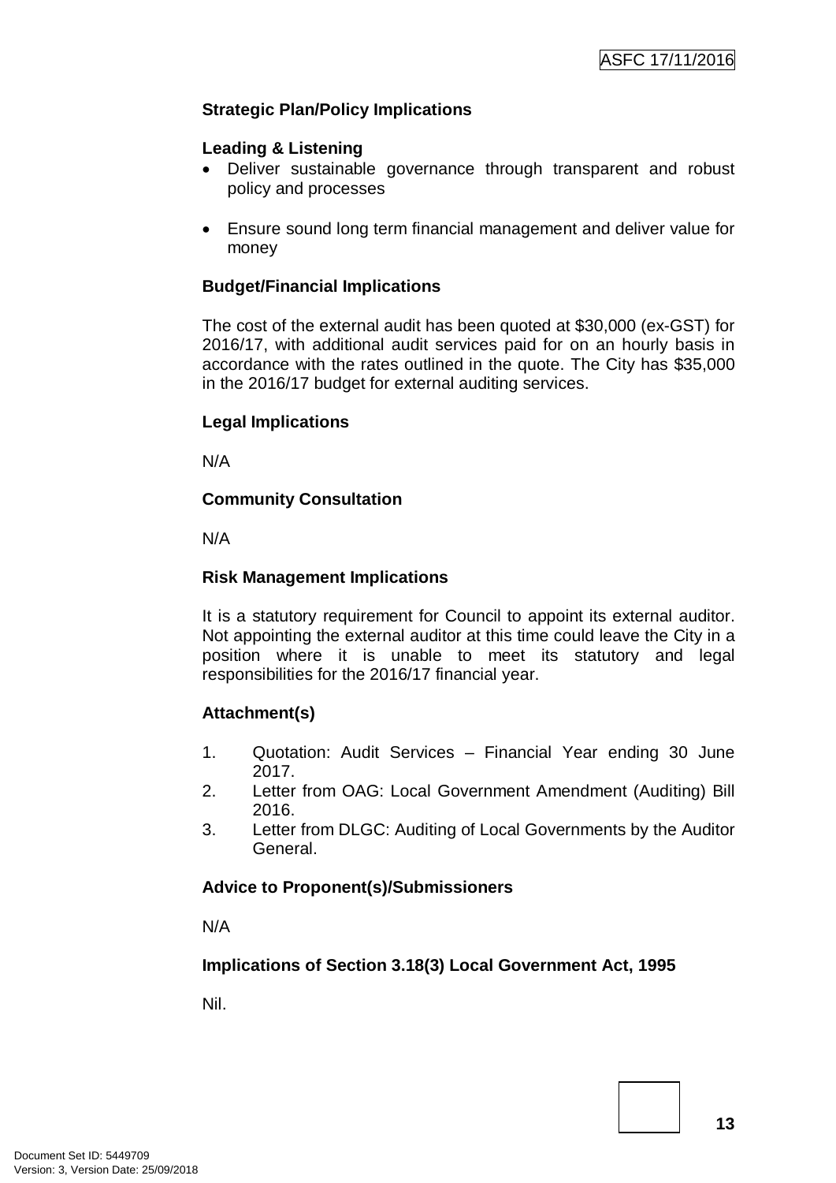**Strategic Plan/Policy Implications**

**Leading & Listening**

- Deliver sustainable governance through transparent and robust policy and processes

- Ensure sound long term financial management and deliver value for money

**Budget/Financial Implications**

The cost of the external audit has been quoted at $30,000 (ex-GST) for 2016/17, with additional audit services paid for on an hourly basis in accordance with the rates outlined in the quote. The City has $35,000 in the 2016/17 budget for external auditing services.

**Legal Implications**

N/A

**Community Consultation**

N/A

**Risk Management Implications**

It is a statutory requirement for Council to appoint its external auditor. Not appointing the external auditor at this time could leave the City in a position where it is unable to meet its statutory and legal responsibilities for the 2016/17 financial year.

**Attachment(s)**

1. Quotation: Audit Services – Financial Year ending 30 June 2017.
2. Letter from OAG: Local Government Amendment (Auditing) Bill 2016.
3. Letter from DLGC: Auditing of Local Governments by the Auditor General.

**Advice to Proponent(s)/Submissioners**

N/A

**Implications of Section 3.18(3) Local Government Act, 1995**

Nil.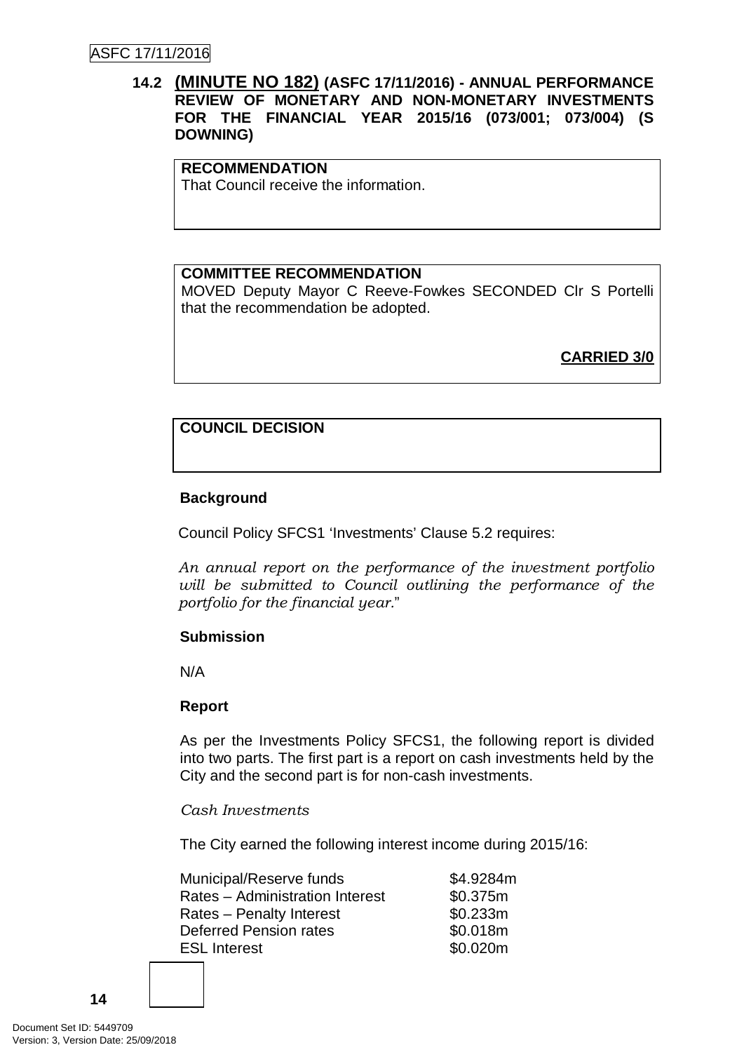### 14.2 **(MINUTE NO 182)** (ASFC 17/11/2016) - ANNUAL PERFORMANCE REVIEW OF MONETARY AND NON-MONETARY INVESTMENTS FOR THE FINANCIAL YEAR 2015/16 (073/001; 073/004) (S DOWNING)

**RECOMMENDATION**
That Council receive the information.

**COMMITTEE RECOMMENDATION**
MOVED Deputy Mayor C Reeve-Fowkes SECONDED Clr S Portelli that the recommendation be adopted.

**CARRIED 3/0**

**COUNCIL DECISION**

**Background**

Council Policy SFCS1 'Investments' Clause 5.2 requires:

*An annual report on the performance of the investment portfolio will be submitted to Council outlining the performance of the portfolio for the financial year.*"

**Submission**

N/A

**Report**

As per the Investments Policy SFCS1, the following report is divided into two parts. The first part is a report on cash investments held by the City and the second part is for non-cash investments.

*Cash Investments*

The City earned the following interest income during 2015/16:

| | |
|---|---|
| Municipal/Reserve funds | \$4.9284m |
| Rates – Administration Interest | \$0.375m |
| Rates – Penalty Interest | \$0.233m |
| Deferred Pension rates | \$0.018m |
| ESL Interest | \$0.020m |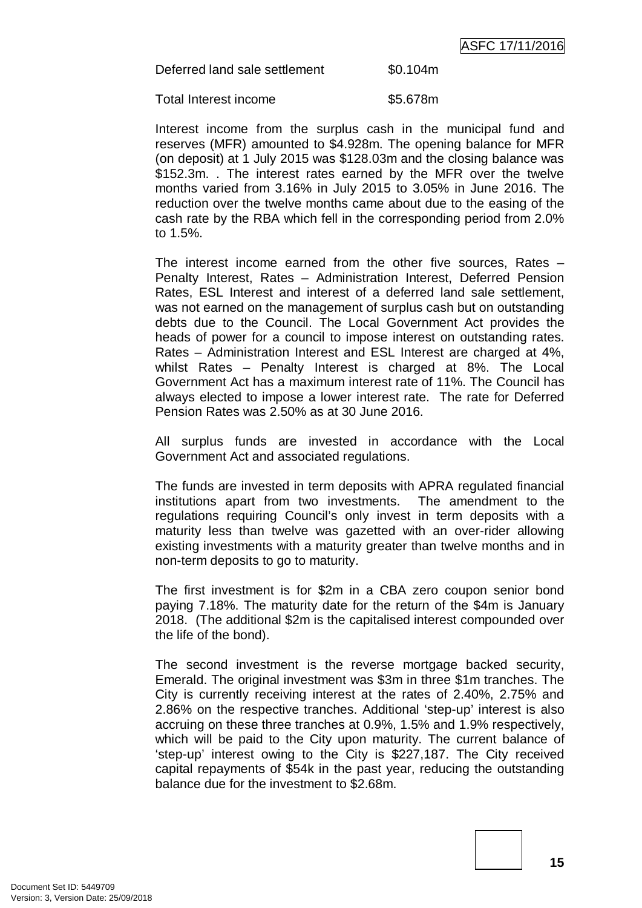| | |
|---|---|
| Deferred land sale settlement | \$0.104m |
| Total Interest income | \$5.678m |

Interest income from the surplus cash in the municipal fund and reserves (MFR) amounted to \$4.928m. The opening balance for MFR (on deposit) at 1 July 2015 was \$128.03m and the closing balance was \$152.3m. . The interest rates earned by the MFR over the twelve months varied from 3.16% in July 2015 to 3.05% in June 2016. The reduction over the twelve months came about due to the easing of the cash rate by the RBA which fell in the corresponding period from 2.0% to 1.5%.

The interest income earned from the other five sources, Rates – Penalty Interest, Rates – Administration Interest, Deferred Pension Rates, ESL Interest and interest of a deferred land sale settlement, was not earned on the management of surplus cash but on outstanding debts due to the Council. The Local Government Act provides the heads of power for a council to impose interest on outstanding rates. Rates – Administration Interest and ESL Interest are charged at 4%, whilst Rates – Penalty Interest is charged at 8%. The Local Government Act has a maximum interest rate of 11%. The Council has always elected to impose a lower interest rate. The rate for Deferred Pension Rates was 2.50% as at 30 June 2016.

All surplus funds are invested in accordance with the Local Government Act and associated regulations.

The funds are invested in term deposits with APRA regulated financial institutions apart from two investments. The amendment to the regulations requiring Council's only invest in term deposits with a maturity less than twelve was gazetted with an over-rider allowing existing investments with a maturity greater than twelve months and in non-term deposits to go to maturity.

The first investment is for \$2m in a CBA zero coupon senior bond paying 7.18%. The maturity date for the return of the \$4m is January 2018. (The additional \$2m is the capitalised interest compounded over the life of the bond).

The second investment is the reverse mortgage backed security, Emerald. The original investment was \$3m in three \$1m tranches. The City is currently receiving interest at the rates of 2.40%, 2.75% and 2.86% on the respective tranches. Additional 'step-up' interest is also accruing on these three tranches at 0.9%, 1.5% and 1.9% respectively, which will be paid to the City upon maturity. The current balance of 'step-up' interest owing to the City is \$227,187. The City received capital repayments of \$54k in the past year, reducing the outstanding balance due for the investment to \$2.68m.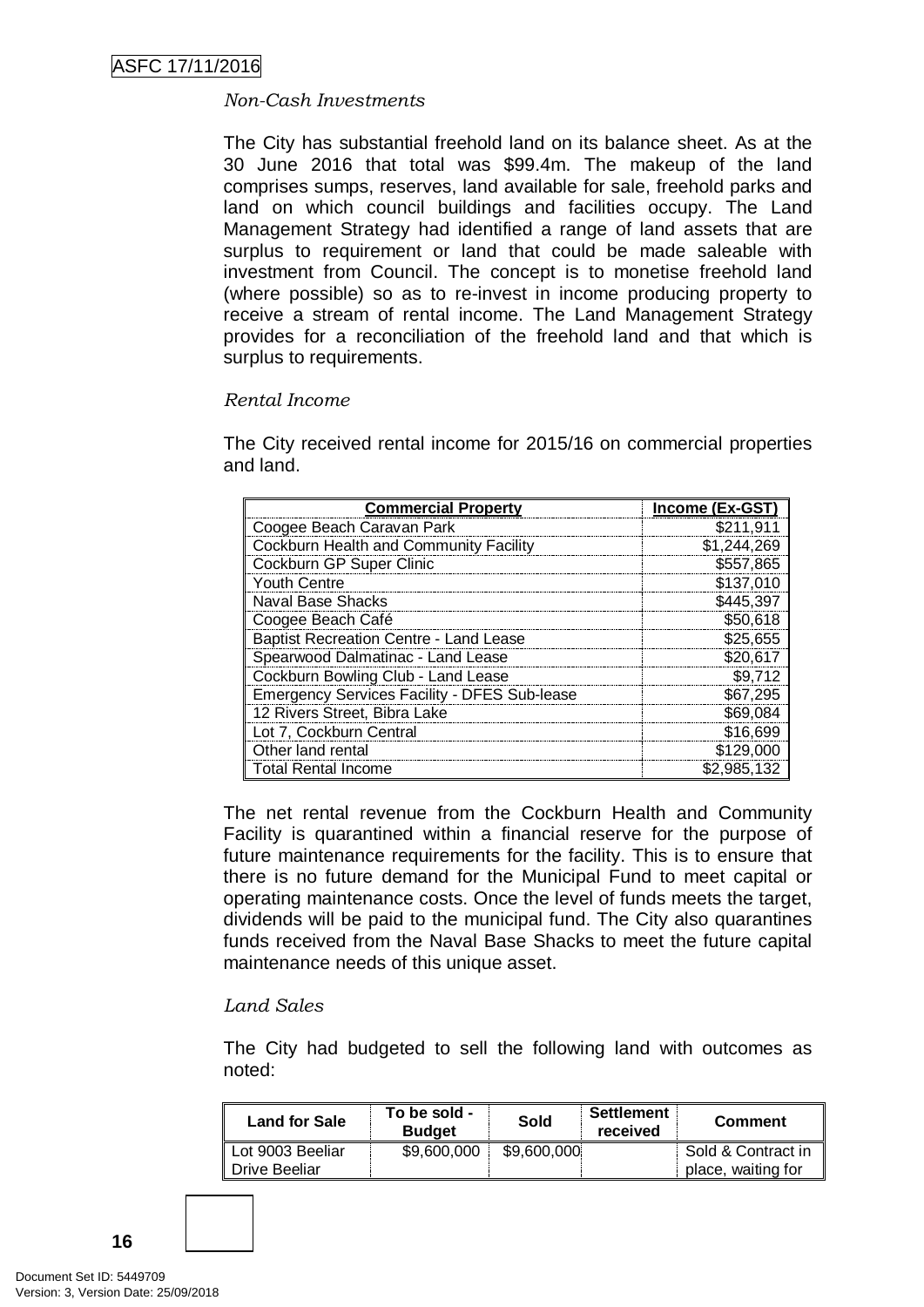*Non-Cash Investments*

The City has substantial freehold land on its balance sheet. As at the 30 June 2016 that total was $99.4m. The makeup of the land comprises sumps, reserves, land available for sale, freehold parks and land on which council buildings and facilities occupy. The Land Management Strategy had identified a range of land assets that are surplus to requirement or land that could be made saleable with investment from Council. The concept is to monetise freehold land (where possible) so as to re-invest in income producing property to receive a stream of rental income. The Land Management Strategy provides for a reconciliation of the freehold land and that which is surplus to requirements.

*Rental Income*

The City received rental income for 2015/16 on commercial properties and land.

| Commercial Property | Income (Ex-GST) |
|---|---|
| Coogee Beach Caravan Park | $211,911 |
| Cockburn Health and Community Facility | $1,244,269 |
| Cockburn GP Super Clinic | $557,865 |
| Youth Centre | $137,010 |
| Naval Base Shacks | $445,397 |
| Coogee Beach Café | $50,618 |
| Baptist Recreation Centre - Land Lease | $25,655 |
| Spearwood Dalmatinac - Land Lease | $20,617 |
| Cockburn Bowling Club - Land Lease | $9,712 |
| Emergency Services Facility - DFES Sub-lease | $67,295 |
| 12 Rivers Street, Bibra Lake | $69,084 |
| Lot 7, Cockburn Central | $16,699 |
| Other land rental | $129,000 |
| Total Rental Income | $2,985,132 |

The net rental revenue from the Cockburn Health and Community Facility is quarantined within a financial reserve for the purpose of future maintenance requirements for the facility. This is to ensure that there is no future demand for the Municipal Fund to meet capital or operating maintenance costs. Once the level of funds meets the target, dividends will be paid to the municipal fund. The City also quarantines funds received from the Naval Base Shacks to meet the future capital maintenance needs of this unique asset.

*Land Sales*

The City had budgeted to sell the following land with outcomes as noted:

| Land for Sale | To be sold - Budget | Sold | Settlement received | Comment |
|---|---|---|---|---|
| Lot 9003 Beeliar Drive Beeliar | $9,600,000 | $9,600,000 | | Sold & Contract in place, waiting for |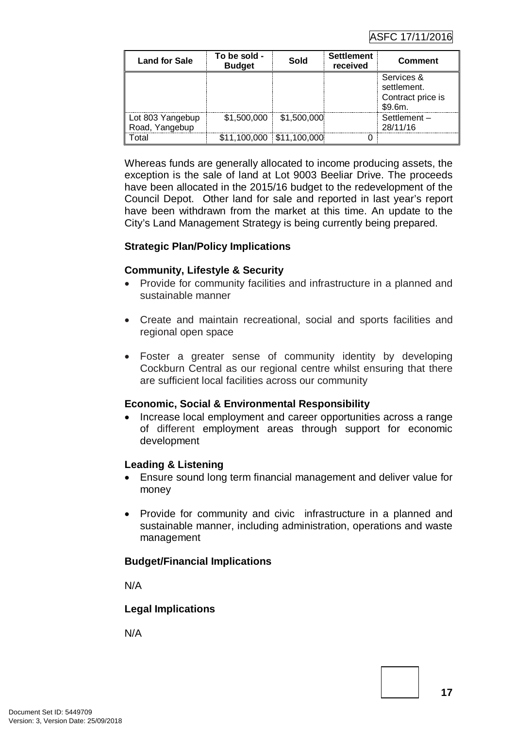| Land for Sale | To be sold - Budget | Sold | Settlement received | Comment |
|---|---|---|---|---|
| | | | | Services & settlement. Contract price is $9.6m. |
| Lot 803 Yangebup Road, Yangebup | $1,500,000 | $1,500,000 | | Settlement – 28/11/16 |
| Total | $11,100,000 | $11,100,000 | 0 | |

Whereas funds are generally allocated to income producing assets, the exception is the sale of land at Lot 9003 Beeliar Drive. The proceeds have been allocated in the 2015/16 budget to the redevelopment of the Council Depot. Other land for sale and reported in last year's report have been withdrawn from the market at this time. An update to the City's Land Management Strategy is being currently being prepared.

**Strategic Plan/Policy Implications**

**Community, Lifestyle & Security**

- Provide for community facilities and infrastructure in a planned and sustainable manner
- Create and maintain recreational, social and sports facilities and regional open space
- Foster a greater sense of community identity by developing Cockburn Central as our regional centre whilst ensuring that there are sufficient local facilities across our community

**Economic, Social & Environmental Responsibility**

- Increase local employment and career opportunities across a range of different employment areas through support for economic development

**Leading & Listening**

- Ensure sound long term financial management and deliver value for money
- Provide for community and civic infrastructure in a planned and sustainable manner, including administration, operations and waste management

**Budget/Financial Implications**

N/A

**Legal Implications**

N/A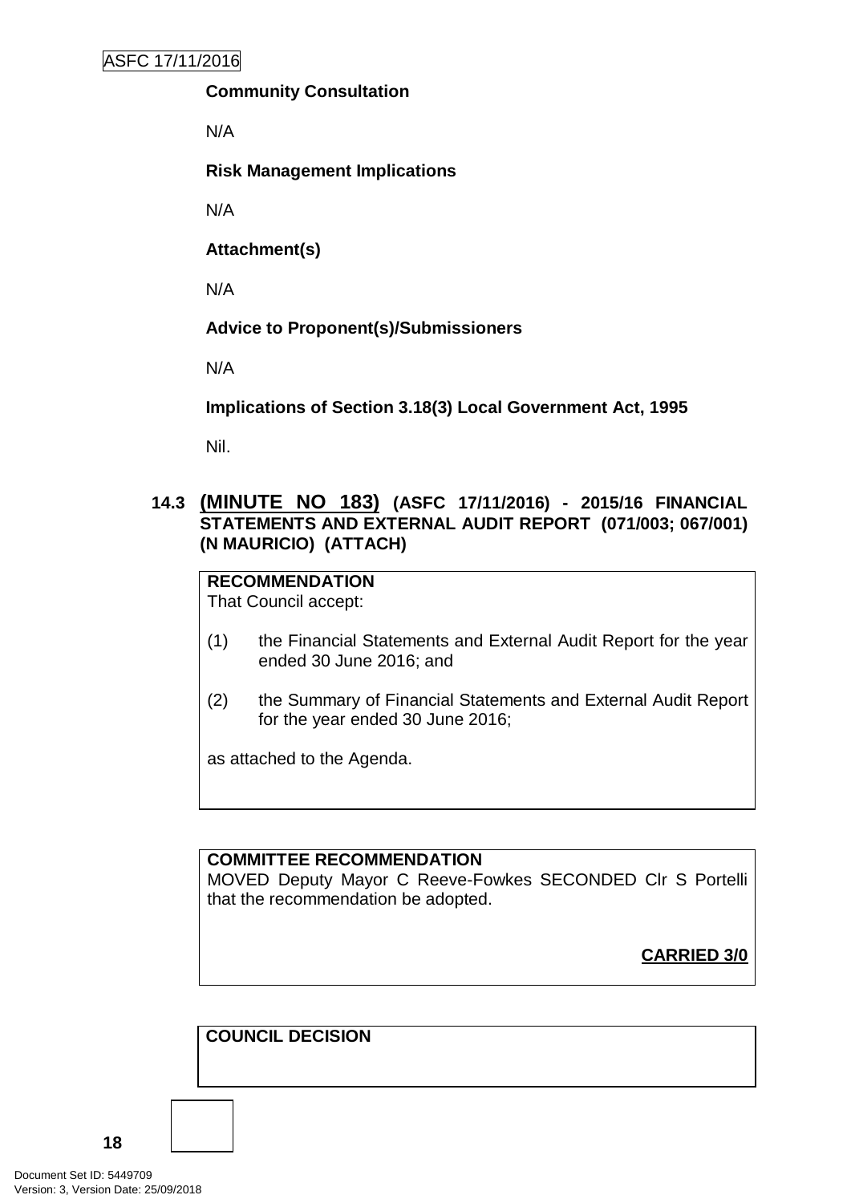**Community Consultation**

N/A

**Risk Management Implications**

N/A

**Attachment(s)**

N/A

**Advice to Proponent(s)/Submissioners**

N/A

**Implications of Section 3.18(3) Local Government Act, 1995**

Nil.

### 14.3 (MINUTE NO 183) (ASFC 17/11/2016) - 2015/16 FINANCIAL STATEMENTS AND EXTERNAL AUDIT REPORT (071/003; 067/001) (N MAURICIO) (ATTACH)

**RECOMMENDATION**

That Council accept:

(1) the Financial Statements and External Audit Report for the year ended 30 June 2016; and

(2) the Summary of Financial Statements and External Audit Report for the year ended 30 June 2016;

as attached to the Agenda.

**COMMITTEE RECOMMENDATION**

MOVED Deputy Mayor C Reeve-Fowkes SECONDED Clr S Portelli that the recommendation be adopted.

**CARRIED 3/0**

**COUNCIL DECISION**

Document Set ID: 5449709
Version: 3, Version Date: 25/09/2018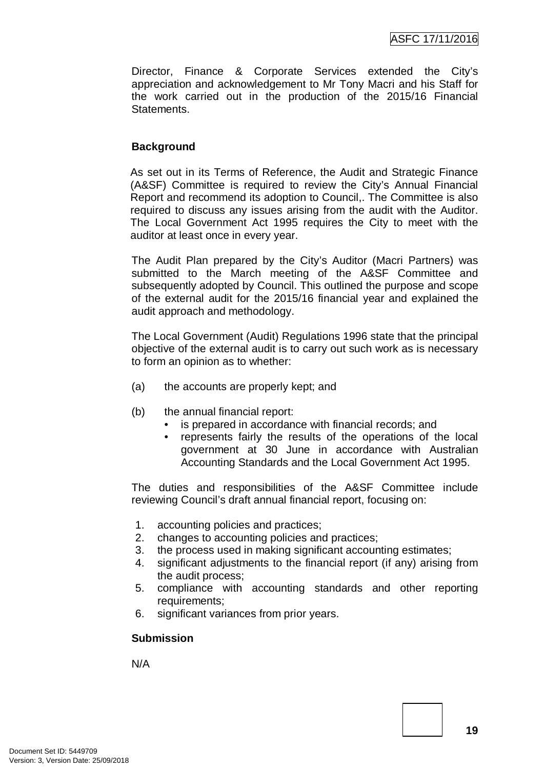Director, Finance & Corporate Services extended the City's appreciation and acknowledgement to Mr Tony Macri and his Staff for the work carried out in the production of the 2015/16 Financial Statements.

**Background**

As set out in its Terms of Reference, the Audit and Strategic Finance (A&SF) Committee is required to review the City's Annual Financial Report and recommend its adoption to Council,. The Committee is also required to discuss any issues arising from the audit with the Auditor. The Local Government Act 1995 requires the City to meet with the auditor at least once in every year.

The Audit Plan prepared by the City's Auditor (Macri Partners) was submitted to the March meeting of the A&SF Committee and subsequently adopted by Council. This outlined the purpose and scope of the external audit for the 2015/16 financial year and explained the audit approach and methodology.

The Local Government (Audit) Regulations 1996 state that the principal objective of the external audit is to carry out such work as is necessary to form an opinion as to whether:

(a) the accounts are properly kept; and

(b) the annual financial report:
- is prepared in accordance with financial records; and
- represents fairly the results of the operations of the local government at 30 June in accordance with Australian Accounting Standards and the Local Government Act 1995.

The duties and responsibilities of the A&SF Committee include reviewing Council's draft annual financial report, focusing on:

1. accounting policies and practices;
2. changes to accounting policies and practices;
3. the process used in making significant accounting estimates;
4. significant adjustments to the financial report (if any) arising from the audit process;
5. compliance with accounting standards and other reporting requirements;
6. significant variances from prior years.

**Submission**

N/A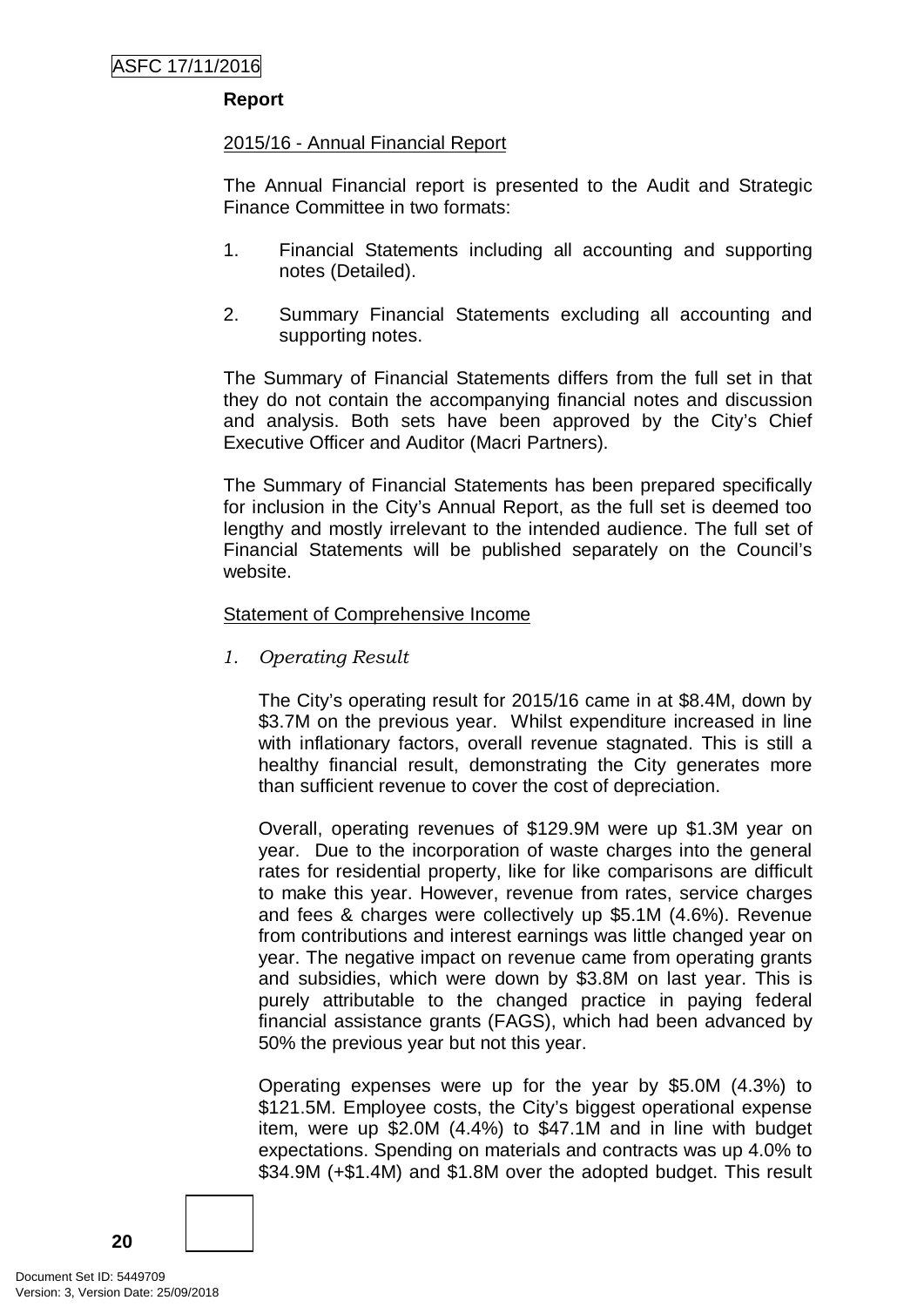**Report**

2015/16 - Annual Financial Report

The Annual Financial report is presented to the Audit and Strategic Finance Committee in two formats:

1. Financial Statements including all accounting and supporting notes (Detailed).

2. Summary Financial Statements excluding all accounting and supporting notes.

The Summary of Financial Statements differs from the full set in that they do not contain the accompanying financial notes and discussion and analysis. Both sets have been approved by the City's Chief Executive Officer and Auditor (Macri Partners).

The Summary of Financial Statements has been prepared specifically for inclusion in the City's Annual Report, as the full set is deemed too lengthy and mostly irrelevant to the intended audience. The full set of Financial Statements will be published separately on the Council's website.

Statement of Comprehensive Income

*1. Operating Result*

The City's operating result for 2015/16 came in at $8.4M, down by $3.7M on the previous year. Whilst expenditure increased in line with inflationary factors, overall revenue stagnated. This is still a healthy financial result, demonstrating the City generates more than sufficient revenue to cover the cost of depreciation.

Overall, operating revenues of $129.9M were up $1.3M year on year. Due to the incorporation of waste charges into the general rates for residential property, like for like comparisons are difficult to make this year. However, revenue from rates, service charges and fees & charges were collectively up $5.1M (4.6%). Revenue from contributions and interest earnings was little changed year on year. The negative impact on revenue came from operating grants and subsidies, which were down by $3.8M on last year. This is purely attributable to the changed practice in paying federal financial assistance grants (FAGS), which had been advanced by 50% the previous year but not this year.

Operating expenses were up for the year by $5.0M (4.3%) to $121.5M. Employee costs, the City's biggest operational expense item, were up $2.0M (4.4%) to $47.1M and in line with budget expectations. Spending on materials and contracts was up 4.0% to $34.9M (+$1.4M) and $1.8M over the adopted budget. This result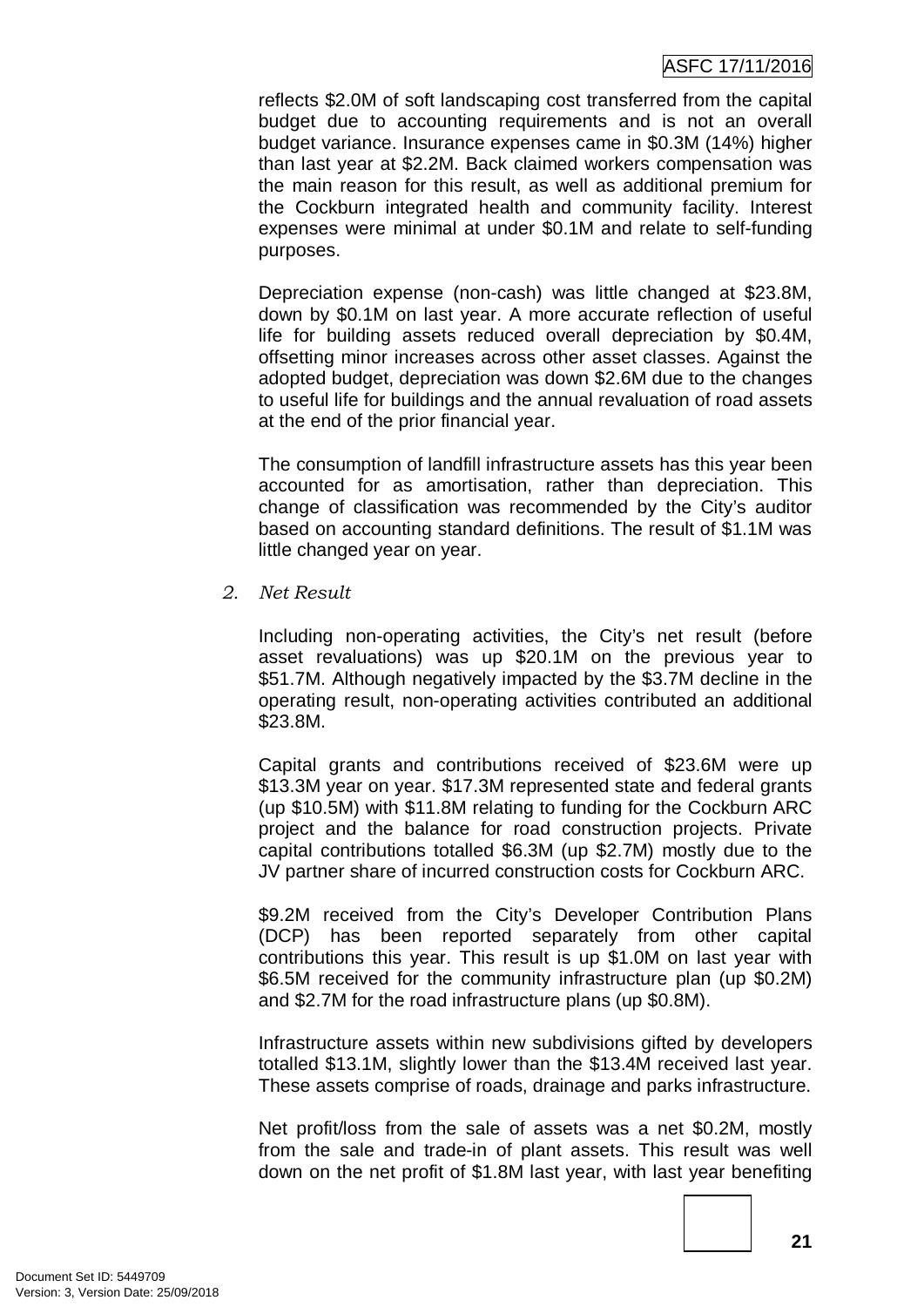reflects $2.0M of soft landscaping cost transferred from the capital budget due to accounting requirements and is not an overall budget variance. Insurance expenses came in $0.3M (14%) higher than last year at $2.2M. Back claimed workers compensation was the main reason for this result, as well as additional premium for the Cockburn integrated health and community facility. Interest expenses were minimal at under $0.1M and relate to self-funding purposes.

Depreciation expense (non-cash) was little changed at $23.8M, down by $0.1M on last year. A more accurate reflection of useful life for building assets reduced overall depreciation by $0.4M, offsetting minor increases across other asset classes. Against the adopted budget, depreciation was down $2.6M due to the changes to useful life for buildings and the annual revaluation of road assets at the end of the prior financial year.

The consumption of landfill infrastructure assets has this year been accounted for as amortisation, rather than depreciation. This change of classification was recommended by the City's auditor based on accounting standard definitions. The result of $1.1M was little changed year on year.

2. *Net Result*

Including non-operating activities, the City's net result (before asset revaluations) was up $20.1M on the previous year to $51.7M. Although negatively impacted by the $3.7M decline in the operating result, non-operating activities contributed an additional $23.8M.

Capital grants and contributions received of $23.6M were up $13.3M year on year. $17.3M represented state and federal grants (up $10.5M) with $11.8M relating to funding for the Cockburn ARC project and the balance for road construction projects. Private capital contributions totalled $6.3M (up $2.7M) mostly due to the JV partner share of incurred construction costs for Cockburn ARC.

$9.2M received from the City's Developer Contribution Plans (DCP) has been reported separately from other capital contributions this year. This result is up $1.0M on last year with $6.5M received for the community infrastructure plan (up $0.2M) and $2.7M for the road infrastructure plans (up $0.8M).

Infrastructure assets within new subdivisions gifted by developers totalled $13.1M, slightly lower than the $13.4M received last year. These assets comprise of roads, drainage and parks infrastructure.

Net profit/loss from the sale of assets was a net $0.2M, mostly from the sale and trade-in of plant assets. This result was well down on the net profit of $1.8M last year, with last year benefiting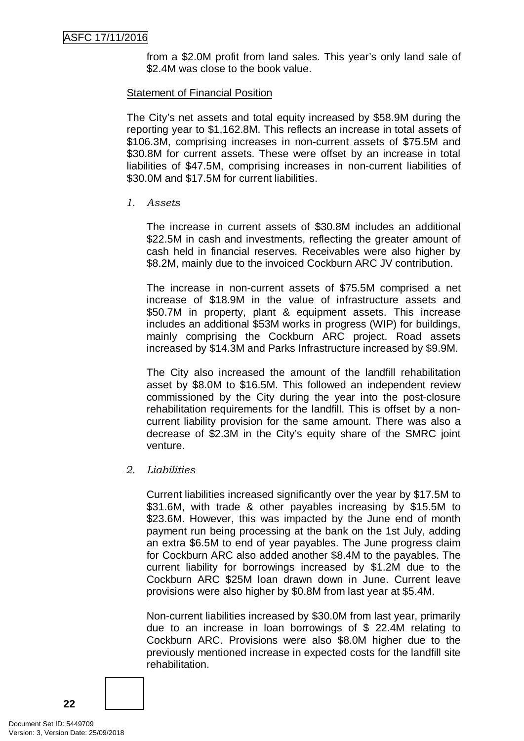from a $2.0M profit from land sales. This year's only land sale of $2.4M was close to the book value.

<u>Statement of Financial Position</u>

The City's net assets and total equity increased by $58.9M during the reporting year to $1,162.8M. This reflects an increase in total assets of $106.3M, comprising increases in non-current assets of $75.5M and $30.8M for current assets. These were offset by an increase in total liabilities of $47.5M, comprising increases in non-current liabilities of $30.0M and $17.5M for current liabilities.

*1. Assets*

The increase in current assets of $30.8M includes an additional $22.5M in cash and investments, reflecting the greater amount of cash held in financial reserves. Receivables were also higher by $8.2M, mainly due to the invoiced Cockburn ARC JV contribution.

The increase in non-current assets of $75.5M comprised a net increase of $18.9M in the value of infrastructure assets and $50.7M in property, plant & equipment assets. This increase includes an additional $53M works in progress (WIP) for buildings, mainly comprising the Cockburn ARC project. Road assets increased by $14.3M and Parks Infrastructure increased by $9.9M.

The City also increased the amount of the landfill rehabilitation asset by $8.0M to $16.5M. This followed an independent review commissioned by the City during the year into the post-closure rehabilitation requirements for the landfill. This is offset by a non-current liability provision for the same amount. There was also a decrease of $2.3M in the City's equity share of the SMRC joint venture.

*2. Liabilities*

Current liabilities increased significantly over the year by $17.5M to $31.6M, with trade & other payables increasing by $15.5M to $23.6M. However, this was impacted by the June end of month payment run being processing at the bank on the 1st July, adding an extra $6.5M to end of year payables. The June progress claim for Cockburn ARC also added another $8.4M to the payables. The current liability for borrowings increased by $1.2M due to the Cockburn ARC $25M loan drawn down in June. Current leave provisions were also higher by $0.8M from last year at $5.4M.

Non-current liabilities increased by $30.0M from last year, primarily due to an increase in loan borrowings of $ 22.4M relating to Cockburn ARC. Provisions were also $8.0M higher due to the previously mentioned increase in expected costs for the landfill site rehabilitation.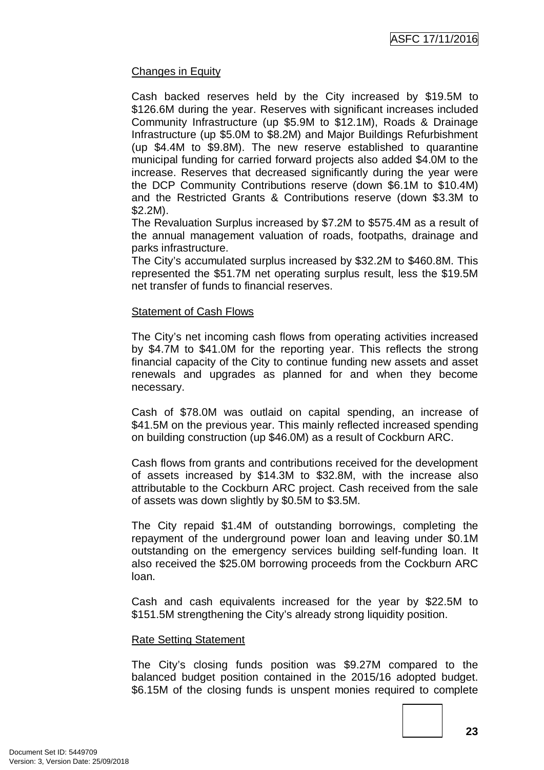Changes in Equity

Cash backed reserves held by the City increased by $19.5M to $126.6M during the year. Reserves with significant increases included Community Infrastructure (up $5.9M to $12.1M), Roads & Drainage Infrastructure (up $5.0M to $8.2M) and Major Buildings Refurbishment (up $4.4M to $9.8M). The new reserve established to quarantine municipal funding for carried forward projects also added $4.0M to the increase. Reserves that decreased significantly during the year were the DCP Community Contributions reserve (down $6.1M to $10.4M) and the Restricted Grants & Contributions reserve (down $3.3M to $2.2M).

The Revaluation Surplus increased by $7.2M to $575.4M as a result of the annual management valuation of roads, footpaths, drainage and parks infrastructure.

The City's accumulated surplus increased by $32.2M to $460.8M. This represented the $51.7M net operating surplus result, less the $19.5M net transfer of funds to financial reserves.

Statement of Cash Flows

The City's net incoming cash flows from operating activities increased by $4.7M to $41.0M for the reporting year. This reflects the strong financial capacity of the City to continue funding new assets and asset renewals and upgrades as planned for and when they become necessary.

Cash of $78.0M was outlaid on capital spending, an increase of $41.5M on the previous year. This mainly reflected increased spending on building construction (up $46.0M) as a result of Cockburn ARC.

Cash flows from grants and contributions received for the development of assets increased by $14.3M to $32.8M, with the increase also attributable to the Cockburn ARC project. Cash received from the sale of assets was down slightly by $0.5M to $3.5M.

The City repaid $1.4M of outstanding borrowings, completing the repayment of the underground power loan and leaving under $0.1M outstanding on the emergency services building self-funding loan. It also received the $25.0M borrowing proceeds from the Cockburn ARC loan.

Cash and cash equivalents increased for the year by $22.5M to $151.5M strengthening the City's already strong liquidity position.

Rate Setting Statement

The City's closing funds position was $9.27M compared to the balanced budget position contained in the 2015/16 adopted budget. $6.15M of the closing funds is unspent monies required to complete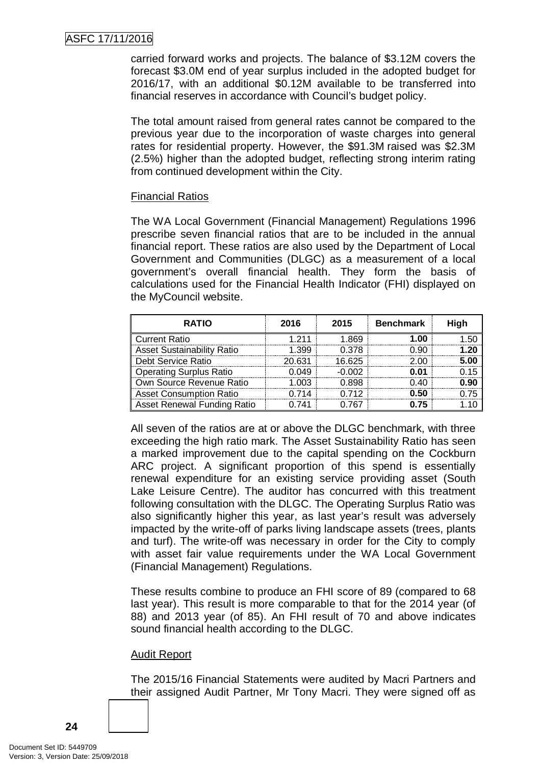carried forward works and projects. The balance of $3.12M covers the forecast $3.0M end of year surplus included in the adopted budget for 2016/17, with an additional $0.12M available to be transferred into financial reserves in accordance with Council's budget policy.

The total amount raised from general rates cannot be compared to the previous year due to the incorporation of waste charges into general rates for residential property. However, the $91.3M raised was $2.3M (2.5%) higher than the adopted budget, reflecting strong interim rating from continued development within the City.

Financial Ratios

The WA Local Government (Financial Management) Regulations 1996 prescribe seven financial ratios that are to be included in the annual financial report. These ratios are also used by the Department of Local Government and Communities (DLGC) as a measurement of a local government's overall financial health. They form the basis of calculations used for the Financial Health Indicator (FHI) displayed on the MyCouncil website.

| RATIO | 2016 | 2015 | Benchmark | High |
|---|---|---|---|---|
| Current Ratio | 1.211 | 1.869 | **1.00** | 1.50 |
| Asset Sustainability Ratio | 1.399 | 0.378 | 0.90 | **1.20** |
| Debt Service Ratio | 20.631 | 16.625 | 2.00 | **5.00** |
| Operating Surplus Ratio | 0.049 | -0.002 | **0.01** | 0.15 |
| Own Source Revenue Ratio | 1.003 | 0.898 | 0.40 | **0.90** |
| Asset Consumption Ratio | 0.714 | 0.712 | **0.50** | 0.75 |
| Asset Renewal Funding Ratio | 0.741 | 0.767 | **0.75** | 1.10 |

All seven of the ratios are at or above the DLGC benchmark, with three exceeding the high ratio mark. The Asset Sustainability Ratio has seen a marked improvement due to the capital spending on the Cockburn ARC project. A significant proportion of this spend is essentially renewal expenditure for an existing service providing asset (South Lake Leisure Centre). The auditor has concurred with this treatment following consultation with the DLGC. The Operating Surplus Ratio was also significantly higher this year, as last year's result was adversely impacted by the write-off of parks living landscape assets (trees, plants and turf). The write-off was necessary in order for the City to comply with asset fair value requirements under the WA Local Government (Financial Management) Regulations.

These results combine to produce an FHI score of 89 (compared to 68 last year). This result is more comparable to that for the 2014 year (of 88) and 2013 year (of 85). An FHI result of 70 and above indicates sound financial health according to the DLGC.

Audit Report

The 2015/16 Financial Statements were audited by Macri Partners and their assigned Audit Partner, Mr Tony Macri. They were signed off as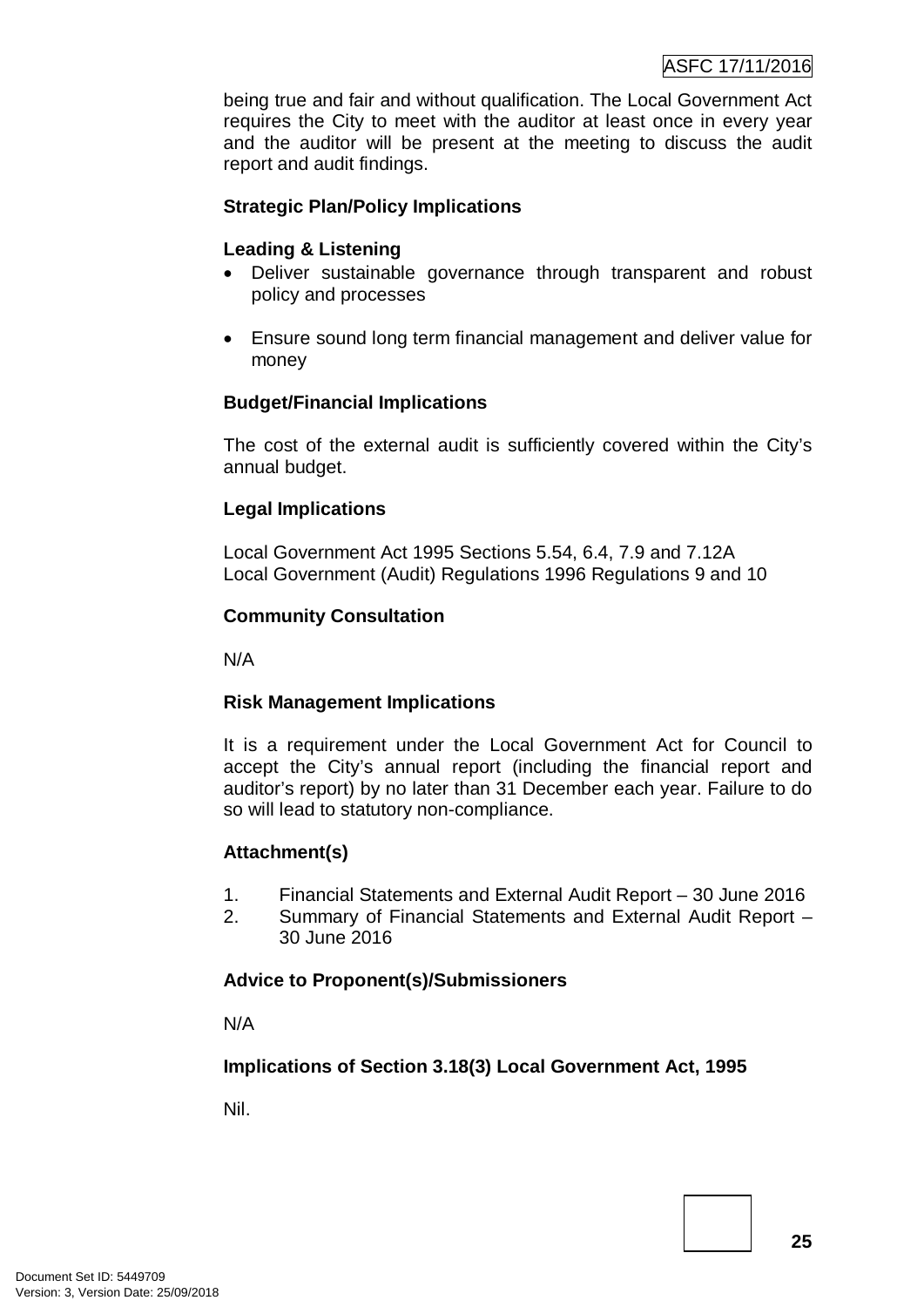being true and fair and without qualification. The Local Government Act requires the City to meet with the auditor at least once in every year and the auditor will be present at the meeting to discuss the audit report and audit findings.

**Strategic Plan/Policy Implications**

**Leading & Listening**

- Deliver sustainable governance through transparent and robust policy and processes

- Ensure sound long term financial management and deliver value for money

**Budget/Financial Implications**

The cost of the external audit is sufficiently covered within the City's annual budget.

**Legal Implications**

Local Government Act 1995 Sections 5.54, 6.4, 7.9 and 7.12A
Local Government (Audit) Regulations 1996 Regulations 9 and 10

**Community Consultation**

N/A

**Risk Management Implications**

It is a requirement under the Local Government Act for Council to accept the City's annual report (including the financial report and auditor's report) by no later than 31 December each year. Failure to do so will lead to statutory non-compliance.

**Attachment(s)**

1. Financial Statements and External Audit Report – 30 June 2016
2. Summary of Financial Statements and External Audit Report – 30 June 2016

**Advice to Proponent(s)/Submissioners**

N/A

**Implications of Section 3.18(3) Local Government Act, 1995**

Nil.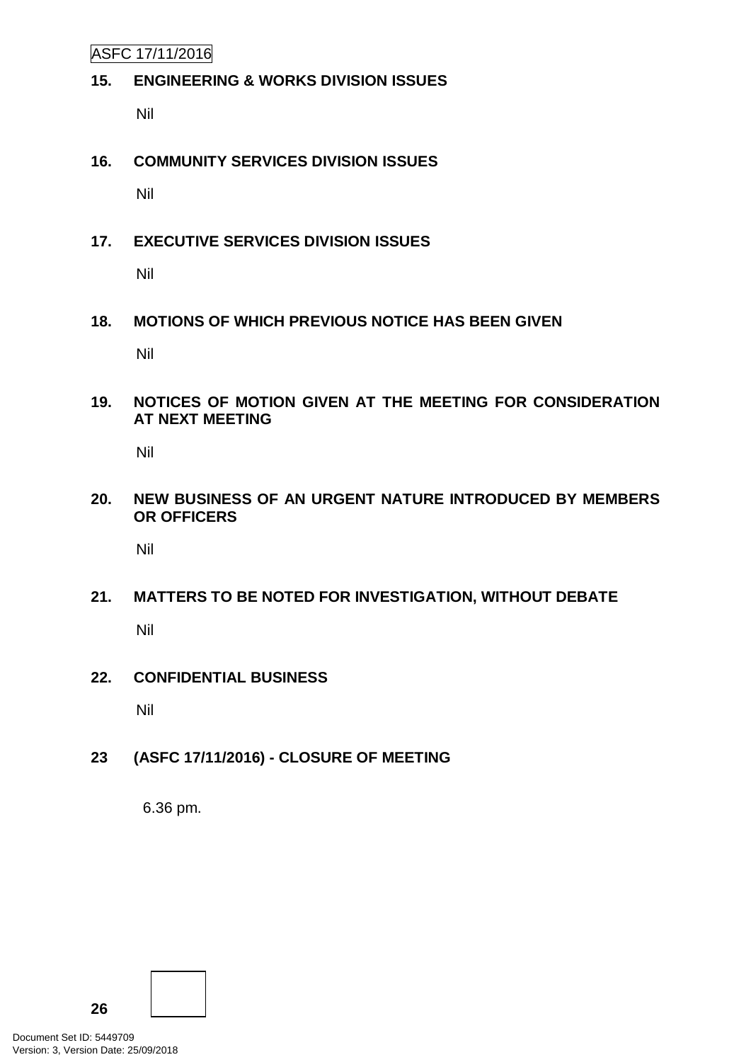## 15. ENGINEERING & WORKS DIVISION ISSUES

Nil

## 16. COMMUNITY SERVICES DIVISION ISSUES

Nil

## 17. EXECUTIVE SERVICES DIVISION ISSUES

Nil

## 18. MOTIONS OF WHICH PREVIOUS NOTICE HAS BEEN GIVEN

Nil

## 19. NOTICES OF MOTION GIVEN AT THE MEETING FOR CONSIDERATION AT NEXT MEETING

Nil

## 20. NEW BUSINESS OF AN URGENT NATURE INTRODUCED BY MEMBERS OR OFFICERS

Nil

## 21. MATTERS TO BE NOTED FOR INVESTIGATION, WITHOUT DEBATE

Nil

## 22. CONFIDENTIAL BUSINESS

Nil

## 23 (ASFC 17/11/2016) - CLOSURE OF MEETING

6.36 pm.